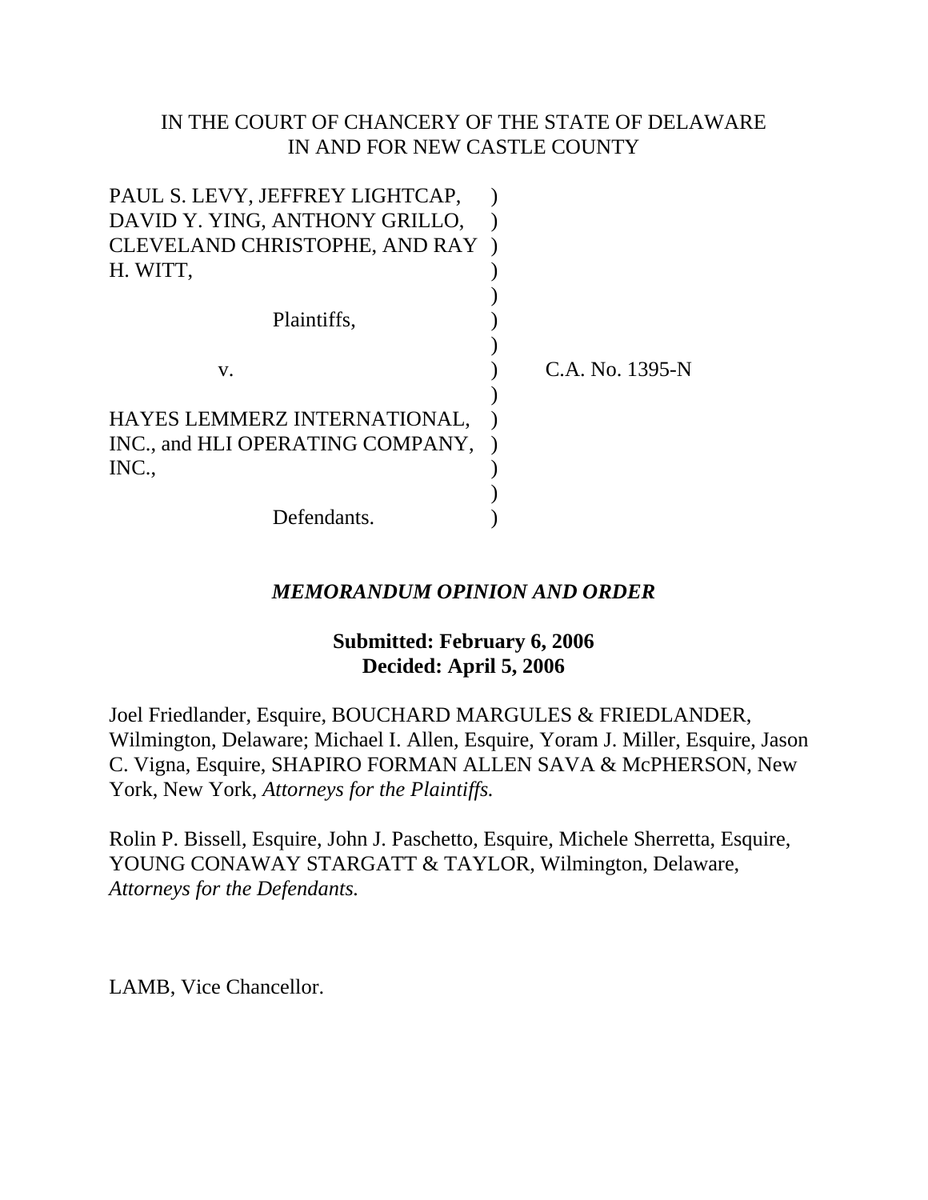IN THE COURT OF CHANCERY OF THE STATE OF DELAWARE
IN AND FOR NEW CASTLE COUNTY

| | | |
|---|---|---|
| PAUL S. LEVY, JEFFREY LIGHTCAP, DAVID Y. YING, ANTHONY GRILLO, CLEVELAND CHRISTOPHE, AND RAY H. WITT, | ) | |
| Plaintiffs, | ) | |
| v. | ) | C.A. No. 1395-N |
| HAYES LEMMERZ INTERNATIONAL, INC., and HLI OPERATING COMPANY, INC., | ) | |
| Defendants. | ) | |

***MEMORANDUM OPINION AND ORDER***

**Submitted: February 6, 2006**
**Decided: April 5, 2006**

Joel Friedlander, Esquire, BOUCHARD MARGULES & FRIEDLANDER, Wilmington, Delaware; Michael I. Allen, Esquire, Yoram J. Miller, Esquire, Jason C. Vigna, Esquire, SHAPIRO FORMAN ALLEN SAVA & McPHERSON, New York, New York, *Attorneys for the Plaintiffs.*

Rolin P. Bissell, Esquire, John J. Paschetto, Esquire, Michele Sherretta, Esquire, YOUNG CONAWAY STARGATT & TAYLOR, Wilmington, Delaware, *Attorneys for the Defendants.*

LAMB, Vice Chancellor.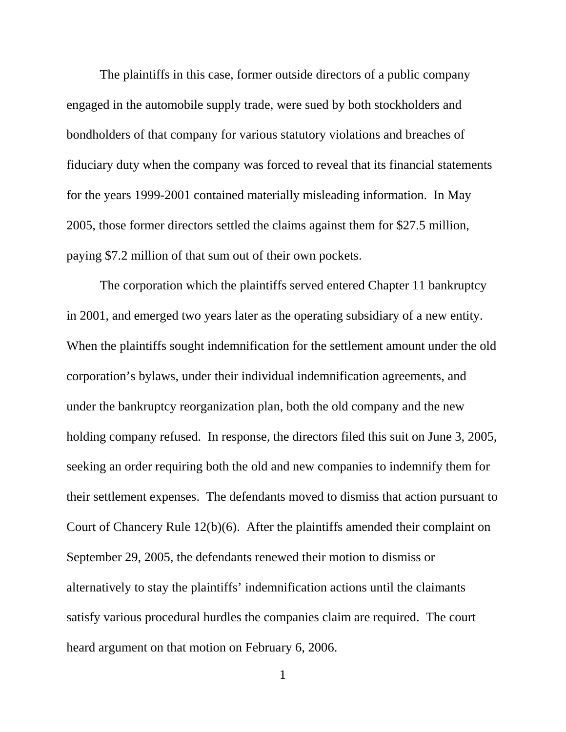The plaintiffs in this case, former outside directors of a public company engaged in the automobile supply trade, were sued by both stockholders and bondholders of that company for various statutory violations and breaches of fiduciary duty when the company was forced to reveal that its financial statements for the years 1999-2001 contained materially misleading information. In May 2005, those former directors settled the claims against them for $27.5 million, paying $7.2 million of that sum out of their own pockets.

The corporation which the plaintiffs served entered Chapter 11 bankruptcy in 2001, and emerged two years later as the operating subsidiary of a new entity. When the plaintiffs sought indemnification for the settlement amount under the old corporation's bylaws, under their individual indemnification agreements, and under the bankruptcy reorganization plan, both the old company and the new holding company refused. In response, the directors filed this suit on June 3, 2005, seeking an order requiring both the old and new companies to indemnify them for their settlement expenses. The defendants moved to dismiss that action pursuant to Court of Chancery Rule 12(b)(6). After the plaintiffs amended their complaint on September 29, 2005, the defendants renewed their motion to dismiss or alternatively to stay the plaintiffs' indemnification actions until the claimants satisfy various procedural hurdles the companies claim are required. The court heard argument on that motion on February 6, 2006.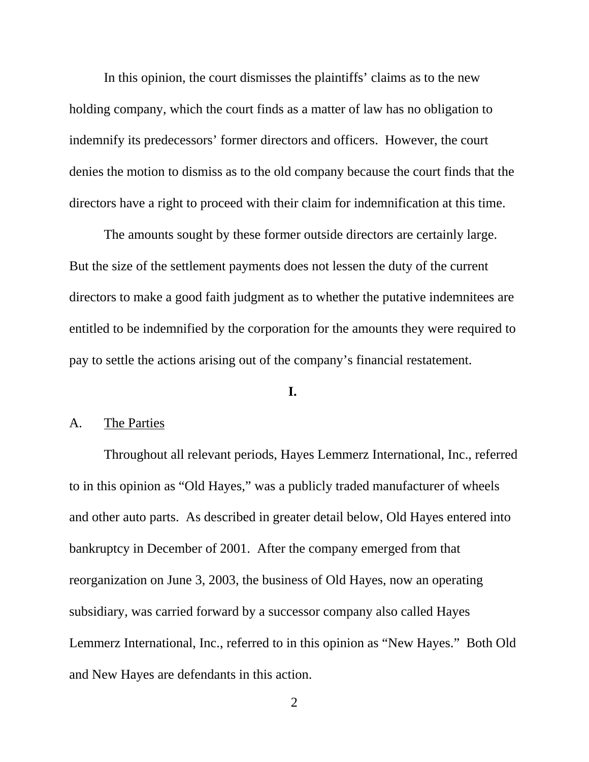In this opinion, the court dismisses the plaintiffs' claims as to the new holding company, which the court finds as a matter of law has no obligation to indemnify its predecessors' former directors and officers. However, the court denies the motion to dismiss as to the old company because the court finds that the directors have a right to proceed with their claim for indemnification at this time.

The amounts sought by these former outside directors are certainly large. But the size of the settlement payments does not lessen the duty of the current directors to make a good faith judgment as to whether the putative indemnitees are entitled to be indemnified by the corporation for the amounts they were required to pay to settle the actions arising out of the company's financial restatement.

# I.

## A. The Parties

Throughout all relevant periods, Hayes Lemmerz International, Inc., referred to in this opinion as "Old Hayes," was a publicly traded manufacturer of wheels and other auto parts. As described in greater detail below, Old Hayes entered into bankruptcy in December of 2001. After the company emerged from that reorganization on June 3, 2003, the business of Old Hayes, now an operating subsidiary, was carried forward by a successor company also called Hayes Lemmerz International, Inc., referred to in this opinion as "New Hayes." Both Old and New Hayes are defendants in this action.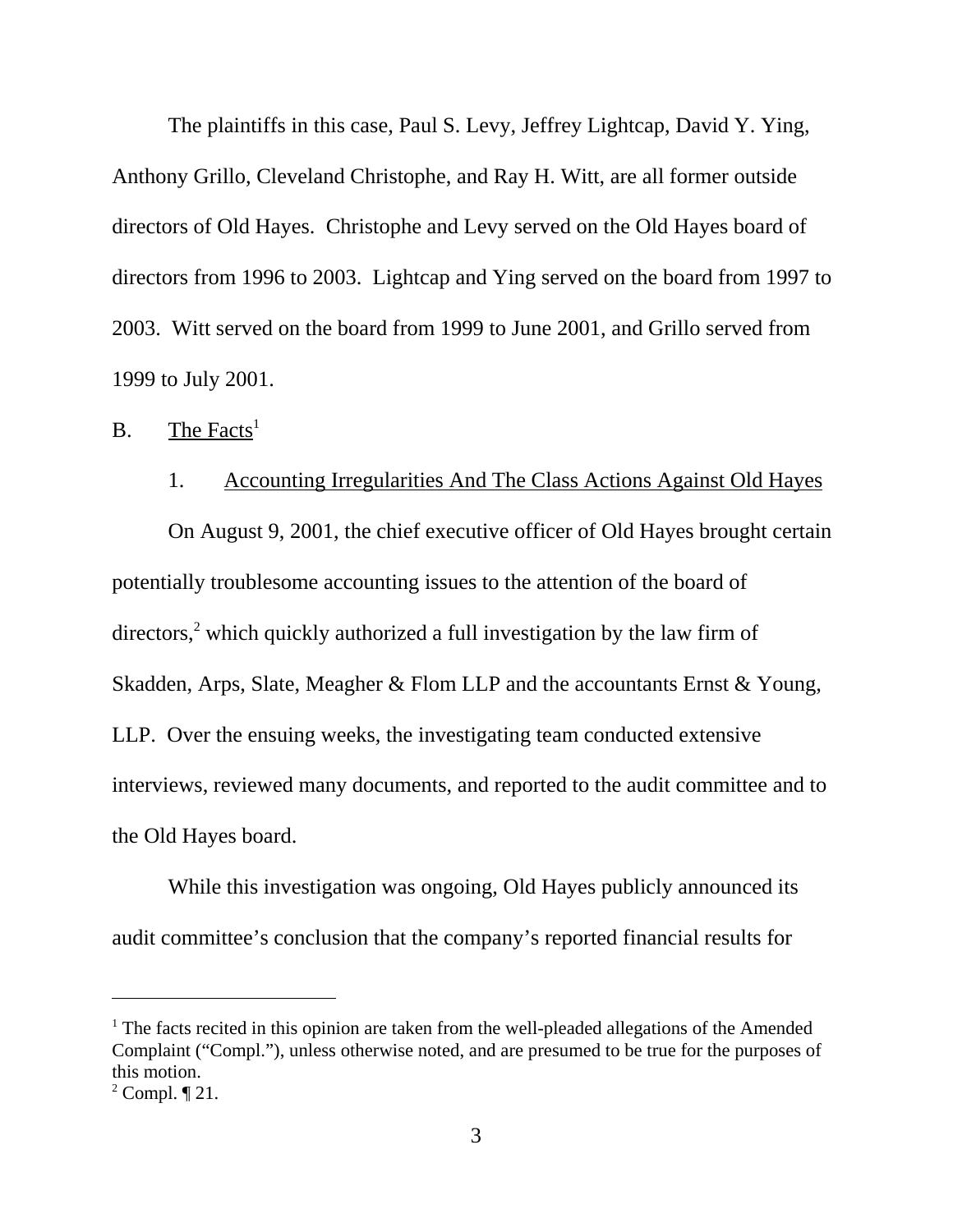The plaintiffs in this case, Paul S. Levy, Jeffrey Lightcap, David Y. Ying, Anthony Grillo, Cleveland Christophe, and Ray H. Witt, are all former outside directors of Old Hayes. Christophe and Levy served on the Old Hayes board of directors from 1996 to 2003. Lightcap and Ying served on the board from 1997 to 2003. Witt served on the board from 1999 to June 2001, and Grillo served from 1999 to July 2001.

B. The Facts[1]

1. Accounting Irregularities And The Class Actions Against Old Hayes

On August 9, 2001, the chief executive officer of Old Hayes brought certain potentially troublesome accounting issues to the attention of the board of directors,[2] which quickly authorized a full investigation by the law firm of Skadden, Arps, Slate, Meagher & Flom LLP and the accountants Ernst & Young, LLP. Over the ensuing weeks, the investigating team conducted extensive interviews, reviewed many documents, and reported to the audit committee and to the Old Hayes board.

While this investigation was ongoing, Old Hayes publicly announced its audit committee's conclusion that the company's reported financial results for

---

[1] The facts recited in this opinion are taken from the well-pleaded allegations of the Amended Complaint ("Compl."), unless otherwise noted, and are presumed to be true for the purposes of this motion.

[2] Compl. ¶ 21.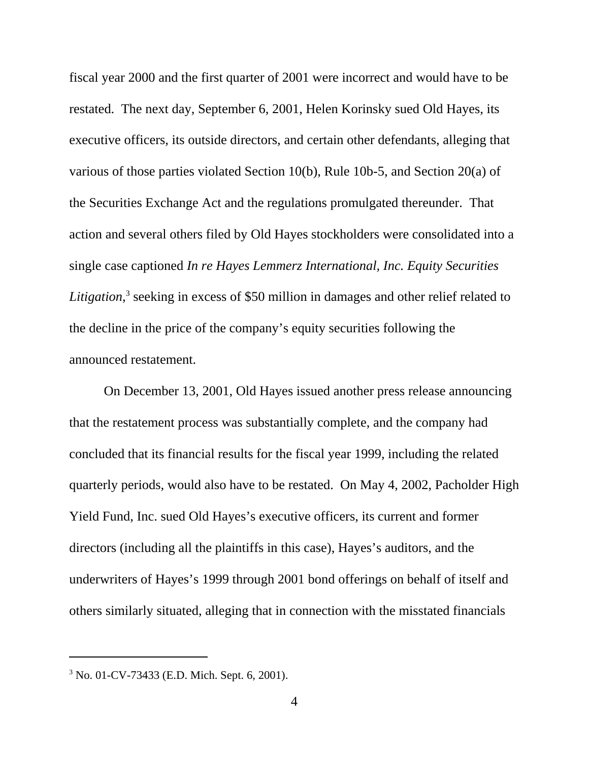fiscal year 2000 and the first quarter of 2001 were incorrect and would have to be restated. The next day, September 6, 2001, Helen Korinsky sued Old Hayes, its executive officers, its outside directors, and certain other defendants, alleging that various of those parties violated Section 10(b), Rule 10b-5, and Section 20(a) of the Securities Exchange Act and the regulations promulgated thereunder. That action and several others filed by Old Hayes stockholders were consolidated into a single case captioned *In re Hayes Lemmerz International, Inc. Equity Securities Litigation*,[3] seeking in excess of $50 million in damages and other relief related to the decline in the price of the company's equity securities following the announced restatement.

On December 13, 2001, Old Hayes issued another press release announcing that the restatement process was substantially complete, and the company had concluded that its financial results for the fiscal year 1999, including the related quarterly periods, would also have to be restated. On May 4, 2002, Pacholder High Yield Fund, Inc. sued Old Hayes's executive officers, its current and former directors (including all the plaintiffs in this case), Hayes's auditors, and the underwriters of Hayes's 1999 through 2001 bond offerings on behalf of itself and others similarly situated, alleging that in connection with the misstated financials

---

[3] No. 01-CV-73433 (E.D. Mich. Sept. 6, 2001).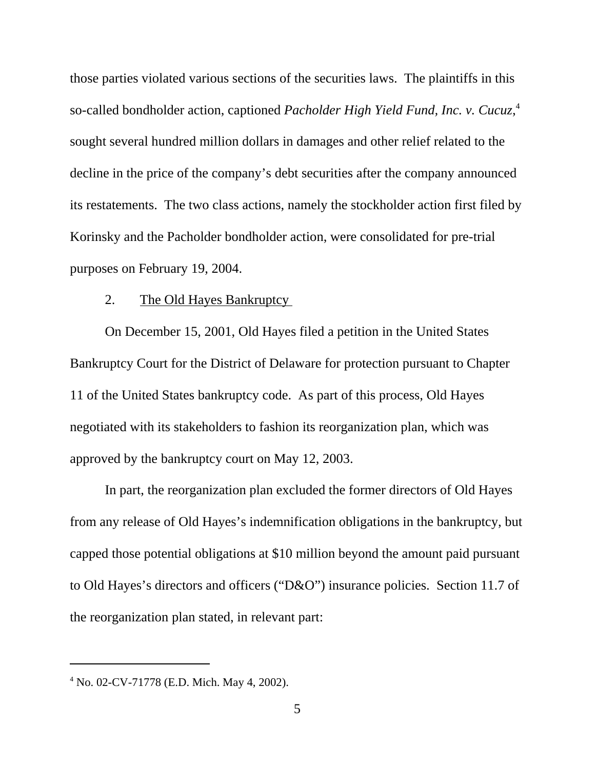those parties violated various sections of the securities laws. The plaintiffs in this so-called bondholder action, captioned *Pacholder High Yield Fund, Inc. v. Cucuz*,[4] sought several hundred million dollars in damages and other relief related to the decline in the price of the company's debt securities after the company announced its restatements. The two class actions, namely the stockholder action first filed by Korinsky and the Pacholder bondholder action, were consolidated for pre-trial purposes on February 19, 2004.

2. <u>The Old Hayes Bankruptcy</u>

On December 15, 2001, Old Hayes filed a petition in the United States Bankruptcy Court for the District of Delaware for protection pursuant to Chapter 11 of the United States bankruptcy code. As part of this process, Old Hayes negotiated with its stakeholders to fashion its reorganization plan, which was approved by the bankruptcy court on May 12, 2003.

In part, the reorganization plan excluded the former directors of Old Hayes from any release of Old Hayes's indemnification obligations in the bankruptcy, but capped those potential obligations at $10 million beyond the amount paid pursuant to Old Hayes's directors and officers ("D&O") insurance policies. Section 11.7 of the reorganization plan stated, in relevant part:

---

[4] No. 02-CV-71778 (E.D. Mich. May 4, 2002).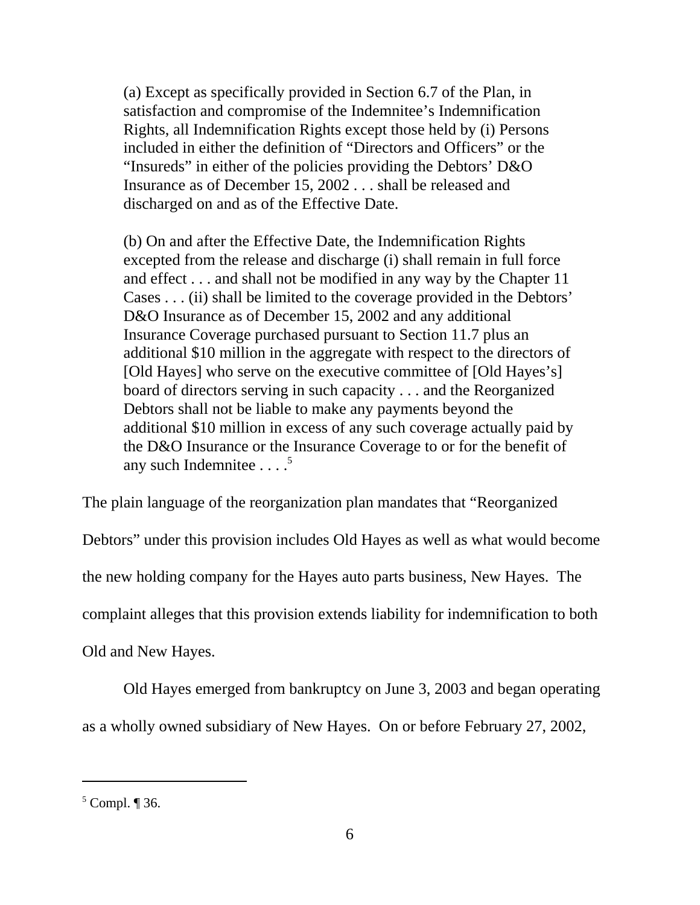> (a) Except as specifically provided in Section 6.7 of the Plan, in satisfaction and compromise of the Indemnitee's Indemnification Rights, all Indemnification Rights except those held by (i) Persons included in either the definition of "Directors and Officers" or the "Insureds" in either of the policies providing the Debtors' D&O Insurance as of December 15, 2002 . . . shall be released and discharged on and as of the Effective Date.
>
> (b) On and after the Effective Date, the Indemnification Rights excepted from the release and discharge (i) shall remain in full force and effect . . . and shall not be modified in any way by the Chapter 11 Cases . . . (ii) shall be limited to the coverage provided in the Debtors' D&O Insurance as of December 15, 2002 and any additional Insurance Coverage purchased pursuant to Section 11.7 plus an additional $10 million in the aggregate with respect to the directors of [Old Hayes] who serve on the executive committee of [Old Hayes's] board of directors serving in such capacity . . . and the Reorganized Debtors shall not be liable to make any payments beyond the additional $10 million in excess of any such coverage actually paid by the D&O Insurance or the Insurance Coverage to or for the benefit of any such Indemnitee . . . .[5]

The plain language of the reorganization plan mandates that "Reorganized Debtors" under this provision includes Old Hayes as well as what would become the new holding company for the Hayes auto parts business, New Hayes. The complaint alleges that this provision extends liability for indemnification to both Old and New Hayes.

Old Hayes emerged from bankruptcy on June 3, 2003 and began operating as a wholly owned subsidiary of New Hayes. On or before February 27, 2002,

---

[5] Compl. ¶ 36.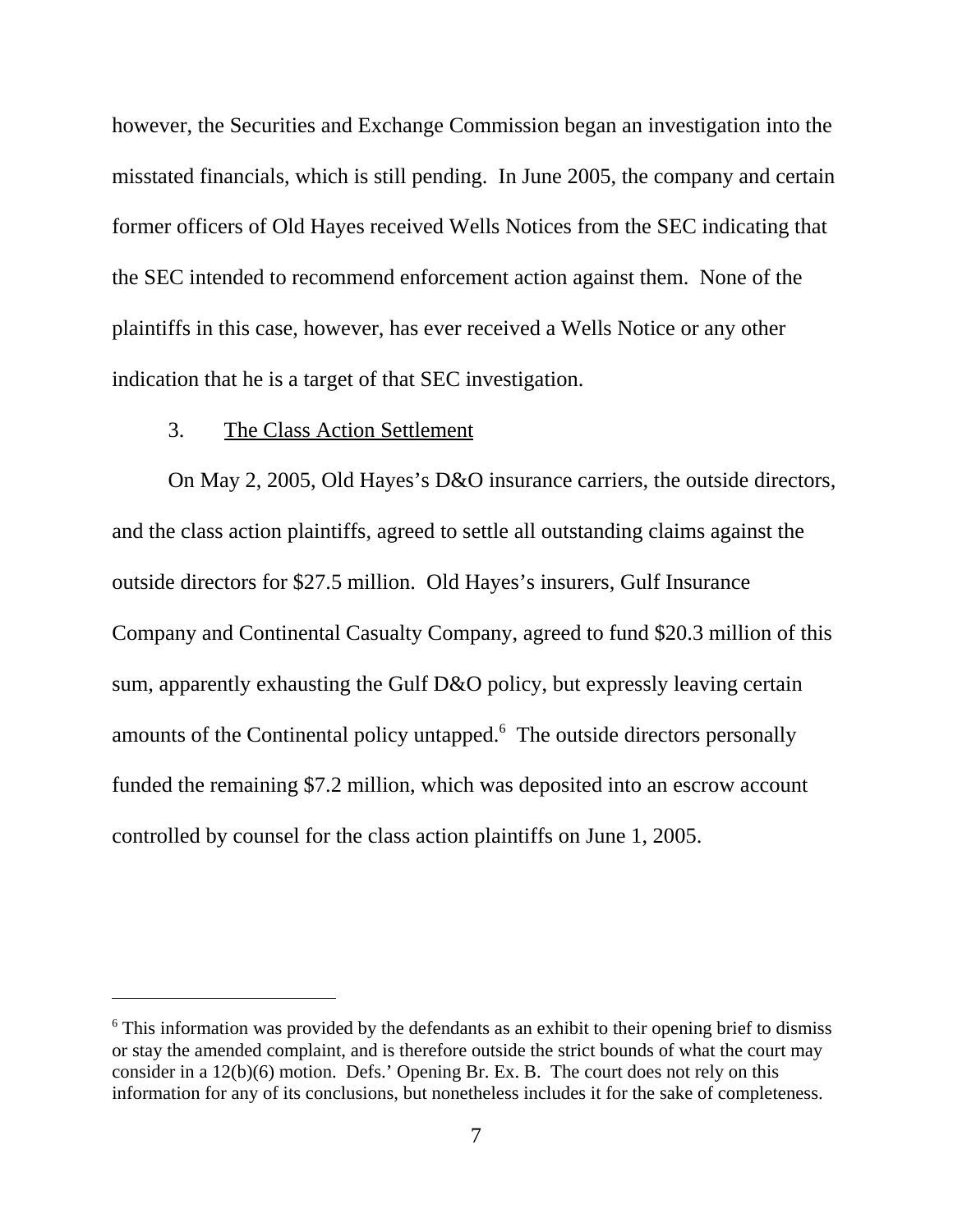however, the Securities and Exchange Commission began an investigation into the misstated financials, which is still pending. In June 2005, the company and certain former officers of Old Hayes received Wells Notices from the SEC indicating that the SEC intended to recommend enforcement action against them. None of the plaintiffs in this case, however, has ever received a Wells Notice or any other indication that he is a target of that SEC investigation.

3. The Class Action Settlement

On May 2, 2005, Old Hayes's D&O insurance carriers, the outside directors, and the class action plaintiffs, agreed to settle all outstanding claims against the outside directors for $27.5 million. Old Hayes's insurers, Gulf Insurance Company and Continental Casualty Company, agreed to fund $20.3 million of this sum, apparently exhausting the Gulf D&O policy, but expressly leaving certain amounts of the Continental policy untapped.[6] The outside directors personally funded the remaining $7.2 million, which was deposited into an escrow account controlled by counsel for the class action plaintiffs on June 1, 2005.

---

[6] This information was provided by the defendants as an exhibit to their opening brief to dismiss or stay the amended complaint, and is therefore outside the strict bounds of what the court may consider in a 12(b)(6) motion. Defs.' Opening Br. Ex. B. The court does not rely on this information for any of its conclusions, but nonetheless includes it for the sake of completeness.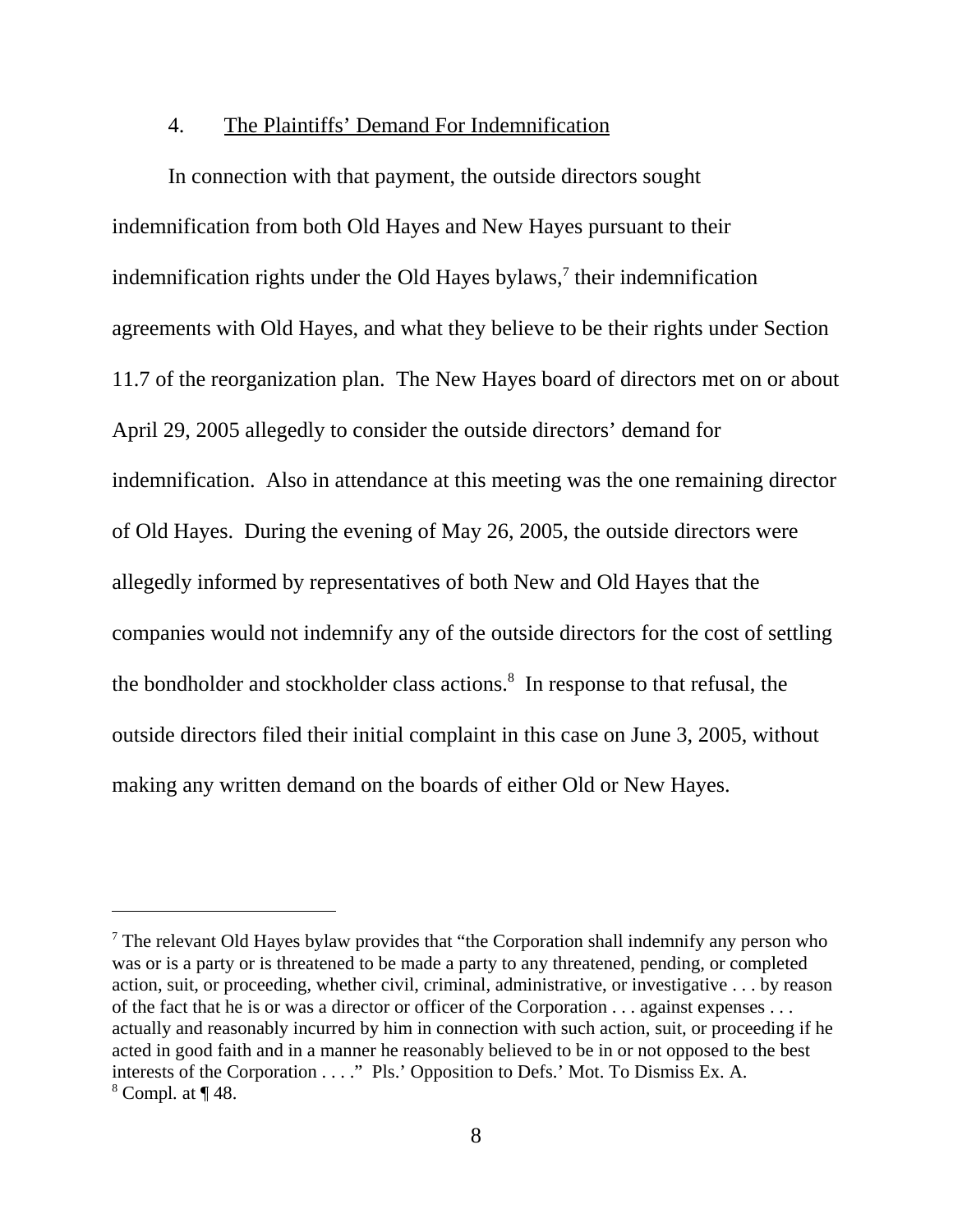#### 4. The Plaintiffs' Demand For Indemnification

In connection with that payment, the outside directors sought indemnification from both Old Hayes and New Hayes pursuant to their indemnification rights under the Old Hayes bylaws,[7] their indemnification agreements with Old Hayes, and what they believe to be their rights under Section 11.7 of the reorganization plan. The New Hayes board of directors met on or about April 29, 2005 allegedly to consider the outside directors' demand for indemnification. Also in attendance at this meeting was the one remaining director of Old Hayes. During the evening of May 26, 2005, the outside directors were allegedly informed by representatives of both New and Old Hayes that the companies would not indemnify any of the outside directors for the cost of settling the bondholder and stockholder class actions.[8] In response to that refusal, the outside directors filed their initial complaint in this case on June 3, 2005, without making any written demand on the boards of either Old or New Hayes.

---

[7] The relevant Old Hayes bylaw provides that "the Corporation shall indemnify any person who was or is a party or is threatened to be made a party to any threatened, pending, or completed action, suit, or proceeding, whether civil, criminal, administrative, or investigative . . . by reason of the fact that he is or was a director or officer of the Corporation . . . against expenses . . . actually and reasonably incurred by him in connection with such action, suit, or proceeding if he acted in good faith and in a manner he reasonably believed to be in or not opposed to the best interests of the Corporation . . . ." Pls.' Opposition to Defs.' Mot. To Dismiss Ex. A.

[8] Compl. at ¶ 48.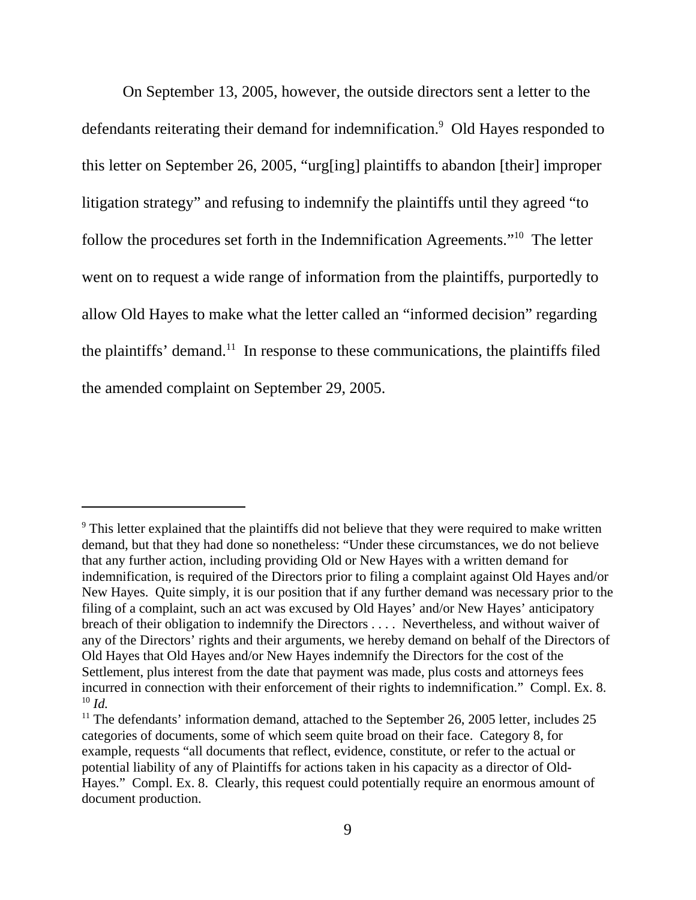On September 13, 2005, however, the outside directors sent a letter to the defendants reiterating their demand for indemnification.[9] Old Hayes responded to this letter on September 26, 2005, "urg[ing] plaintiffs to abandon [their] improper litigation strategy" and refusing to indemnify the plaintiffs until they agreed "to follow the procedures set forth in the Indemnification Agreements."[10] The letter went on to request a wide range of information from the plaintiffs, purportedly to allow Old Hayes to make what the letter called an "informed decision" regarding the plaintiffs' demand.[11] In response to these communications, the plaintiffs filed the amended complaint on September 29, 2005.

---

[9] This letter explained that the plaintiffs did not believe that they were required to make written demand, but that they had done so nonetheless: "Under these circumstances, we do not believe that any further action, including providing Old or New Hayes with a written demand for indemnification, is required of the Directors prior to filing a complaint against Old Hayes and/or New Hayes. Quite simply, it is our position that if any further demand was necessary prior to the filing of a complaint, such an act was excused by Old Hayes' and/or New Hayes' anticipatory breach of their obligation to indemnify the Directors . . . . Nevertheless, and without waiver of any of the Directors' rights and their arguments, we hereby demand on behalf of the Directors of Old Hayes that Old Hayes and/or New Hayes indemnify the Directors for the cost of the Settlement, plus interest from the date that payment was made, plus costs and attorneys fees incurred in connection with their enforcement of their rights to indemnification." Compl. Ex. 8.

[10] *Id.*

[11] The defendants' information demand, attached to the September 26, 2005 letter, includes 25 categories of documents, some of which seem quite broad on their face. Category 8, for example, requests "all documents that reflect, evidence, constitute, or refer to the actual or potential liability of any of Plaintiffs for actions taken in his capacity as a director of Old-Hayes." Compl. Ex. 8. Clearly, this request could potentially require an enormous amount of document production.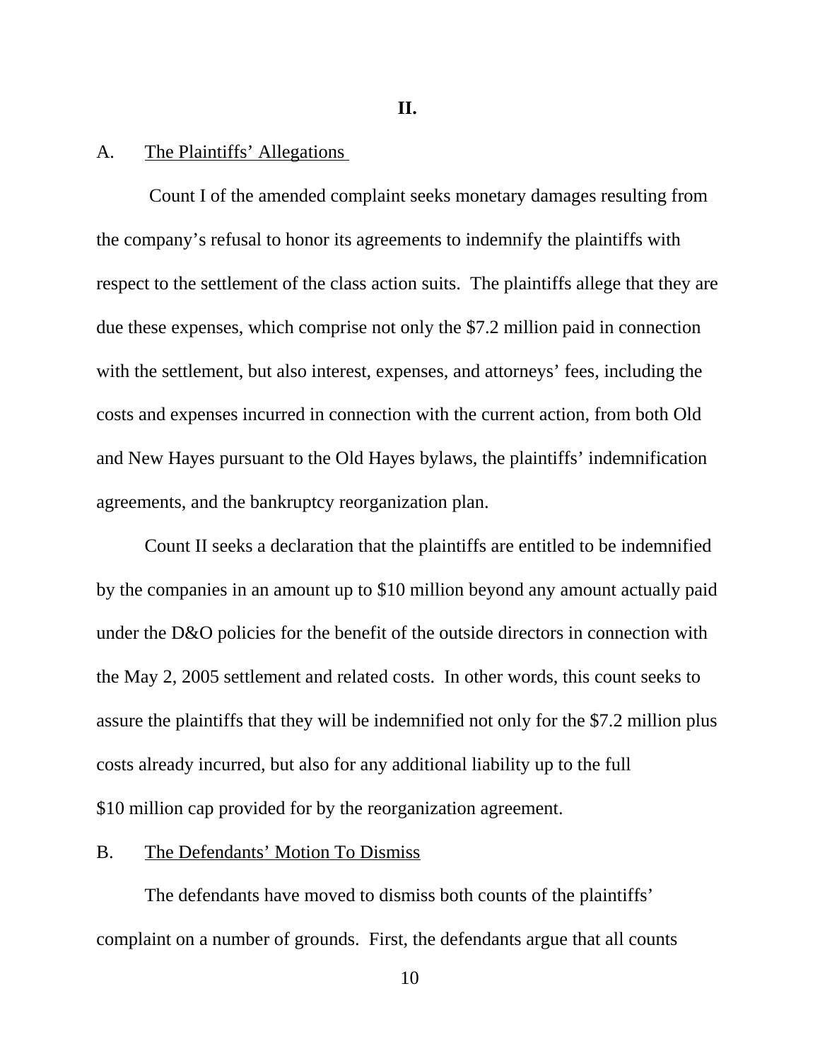## II.

### A. The Plaintiffs' Allegations

Count I of the amended complaint seeks monetary damages resulting from the company's refusal to honor its agreements to indemnify the plaintiffs with respect to the settlement of the class action suits. The plaintiffs allege that they are due these expenses, which comprise not only the $7.2 million paid in connection with the settlement, but also interest, expenses, and attorneys' fees, including the costs and expenses incurred in connection with the current action, from both Old and New Hayes pursuant to the Old Hayes bylaws, the plaintiffs' indemnification agreements, and the bankruptcy reorganization plan.

Count II seeks a declaration that the plaintiffs are entitled to be indemnified by the companies in an amount up to $10 million beyond any amount actually paid under the D&O policies for the benefit of the outside directors in connection with the May 2, 2005 settlement and related costs. In other words, this count seeks to assure the plaintiffs that they will be indemnified not only for the $7.2 million plus costs already incurred, but also for any additional liability up to the full $10 million cap provided for by the reorganization agreement.

### B. The Defendants' Motion To Dismiss

The defendants have moved to dismiss both counts of the plaintiffs' complaint on a number of grounds. First, the defendants argue that all counts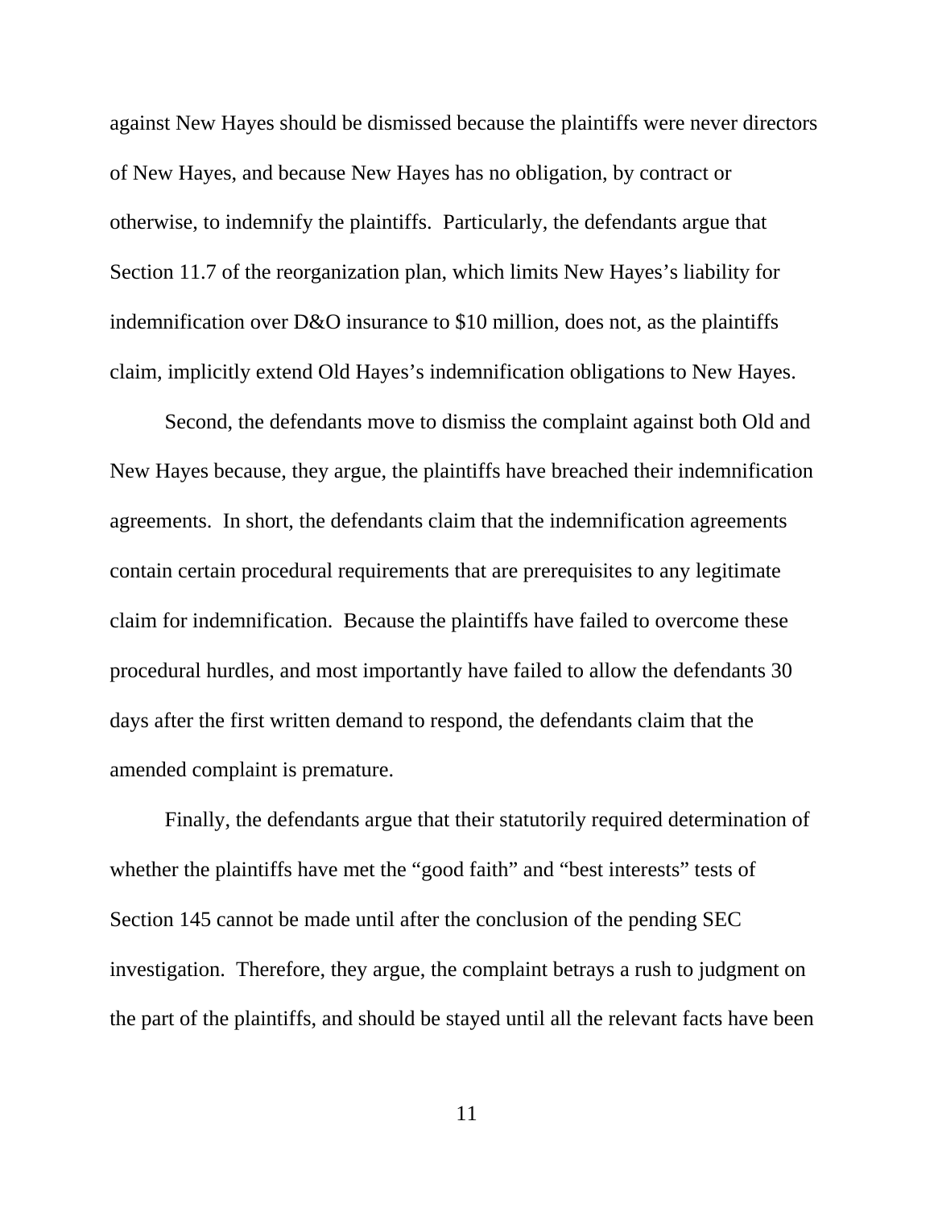against New Hayes should be dismissed because the plaintiffs were never directors of New Hayes, and because New Hayes has no obligation, by contract or otherwise, to indemnify the plaintiffs. Particularly, the defendants argue that Section 11.7 of the reorganization plan, which limits New Hayes's liability for indemnification over D&O insurance to $10 million, does not, as the plaintiffs claim, implicitly extend Old Hayes's indemnification obligations to New Hayes.

Second, the defendants move to dismiss the complaint against both Old and New Hayes because, they argue, the plaintiffs have breached their indemnification agreements. In short, the defendants claim that the indemnification agreements contain certain procedural requirements that are prerequisites to any legitimate claim for indemnification. Because the plaintiffs have failed to overcome these procedural hurdles, and most importantly have failed to allow the defendants 30 days after the first written demand to respond, the defendants claim that the amended complaint is premature.

Finally, the defendants argue that their statutorily required determination of whether the plaintiffs have met the "good faith" and "best interests" tests of Section 145 cannot be made until after the conclusion of the pending SEC investigation. Therefore, they argue, the complaint betrays a rush to judgment on the part of the plaintiffs, and should be stayed until all the relevant facts have been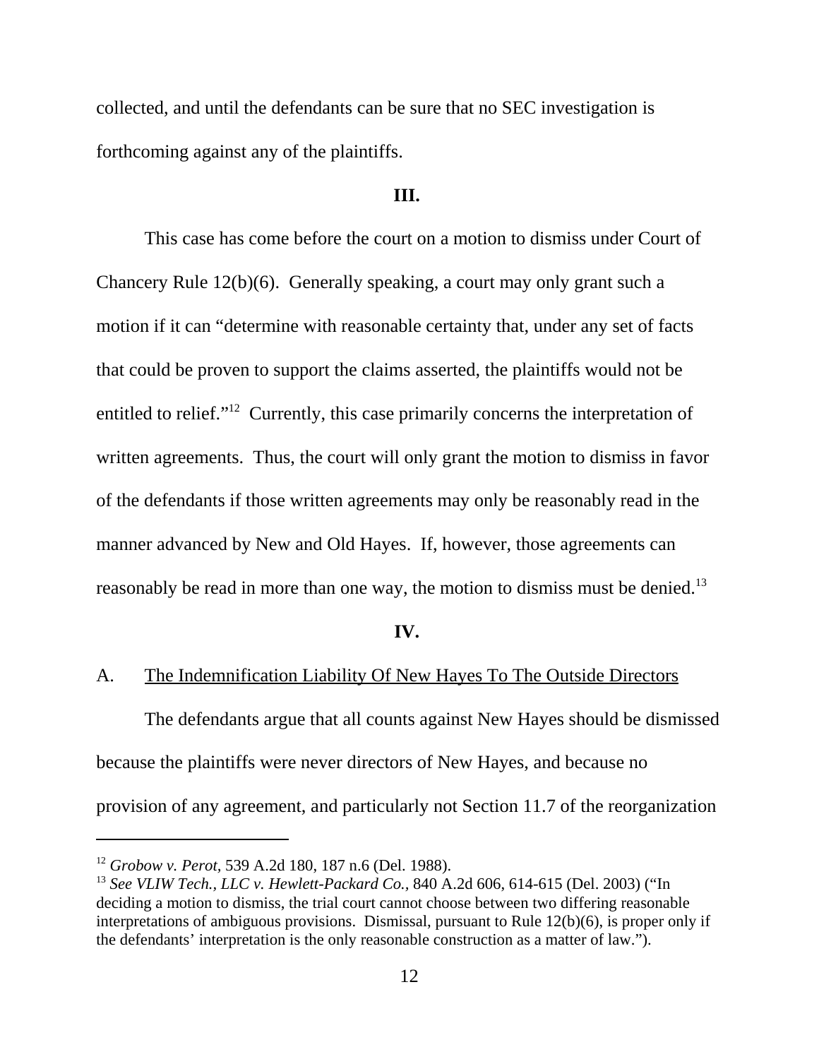collected, and until the defendants can be sure that no SEC investigation is forthcoming against any of the plaintiffs.

**III.**

This case has come before the court on a motion to dismiss under Court of Chancery Rule 12(b)(6). Generally speaking, a court may only grant such a motion if it can "determine with reasonable certainty that, under any set of facts that could be proven to support the claims asserted, the plaintiffs would not be entitled to relief."[12] Currently, this case primarily concerns the interpretation of written agreements. Thus, the court will only grant the motion to dismiss in favor of the defendants if those written agreements may only be reasonably read in the manner advanced by New and Old Hayes. If, however, those agreements can reasonably be read in more than one way, the motion to dismiss must be denied.[13]

**IV.**

A. <u>The Indemnification Liability Of New Hayes To The Outside Directors</u>

The defendants argue that all counts against New Hayes should be dismissed because the plaintiffs were never directors of New Hayes, and because no provision of any agreement, and particularly not Section 11.7 of the reorganization

---

[12] *Grobow v. Perot*, 539 A.2d 180, 187 n.6 (Del. 1988).

[13] *See VLIW Tech., LLC v. Hewlett-Packard Co.*, 840 A.2d 606, 614-615 (Del. 2003) ("In deciding a motion to dismiss, the trial court cannot choose between two differing reasonable interpretations of ambiguous provisions. Dismissal, pursuant to Rule 12(b)(6), is proper only if the defendants' interpretation is the only reasonable construction as a matter of law.").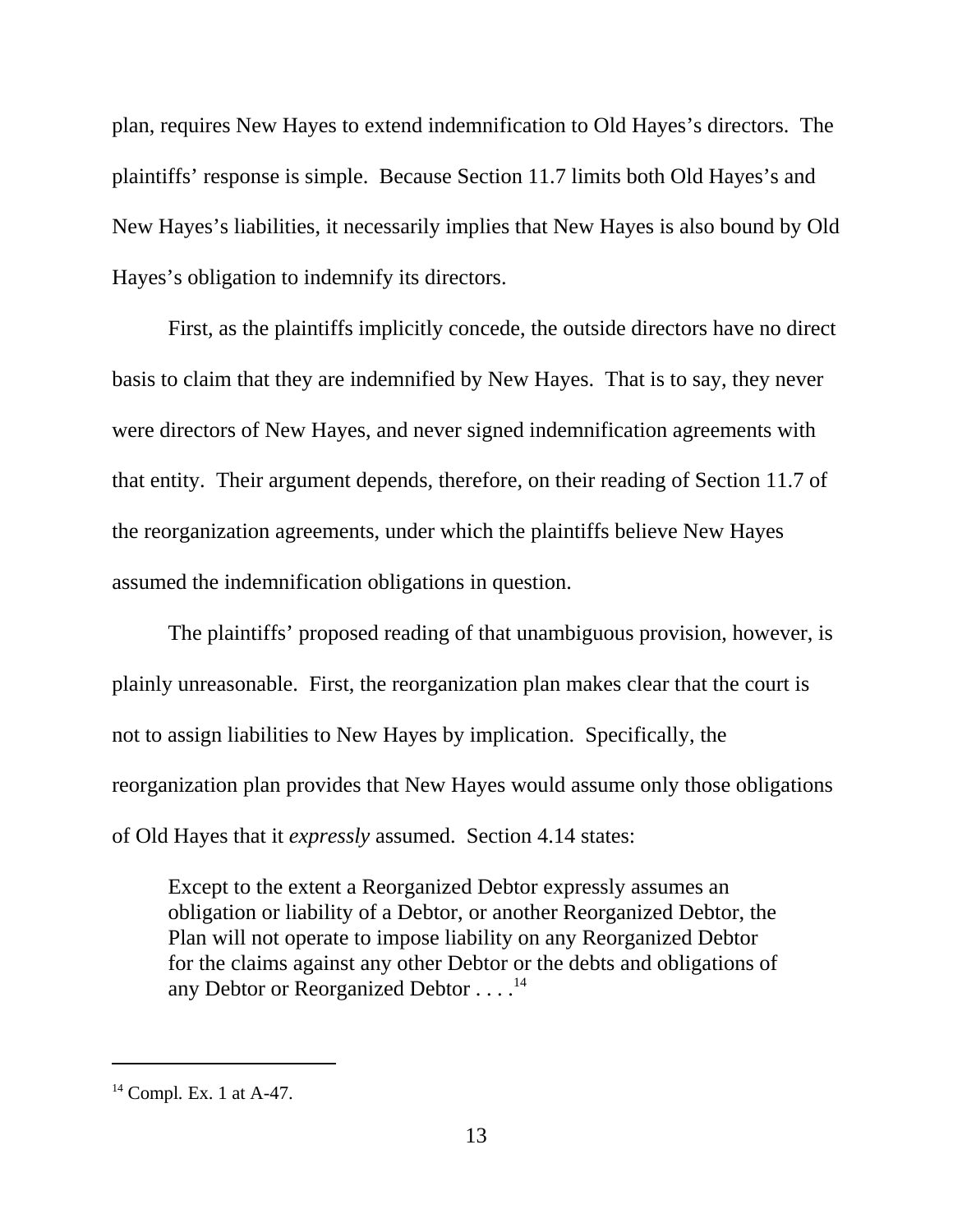plan, requires New Hayes to extend indemnification to Old Hayes's directors. The plaintiffs' response is simple. Because Section 11.7 limits both Old Hayes's and New Hayes's liabilities, it necessarily implies that New Hayes is also bound by Old Hayes's obligation to indemnify its directors.

First, as the plaintiffs implicitly concede, the outside directors have no direct basis to claim that they are indemnified by New Hayes. That is to say, they never were directors of New Hayes, and never signed indemnification agreements with that entity. Their argument depends, therefore, on their reading of Section 11.7 of the reorganization agreements, under which the plaintiffs believe New Hayes assumed the indemnification obligations in question.

The plaintiffs' proposed reading of that unambiguous provision, however, is plainly unreasonable. First, the reorganization plan makes clear that the court is not to assign liabilities to New Hayes by implication. Specifically, the reorganization plan provides that New Hayes would assume only those obligations of Old Hayes that it *expressly* assumed. Section 4.14 states:

> Except to the extent a Reorganized Debtor expressly assumes an obligation or liability of a Debtor, or another Reorganized Debtor, the Plan will not operate to impose liability on any Reorganized Debtor for the claims against any other Debtor or the debts and obligations of any Debtor or Reorganized Debtor . . . .[14]

[14] Compl. Ex. 1 at A-47.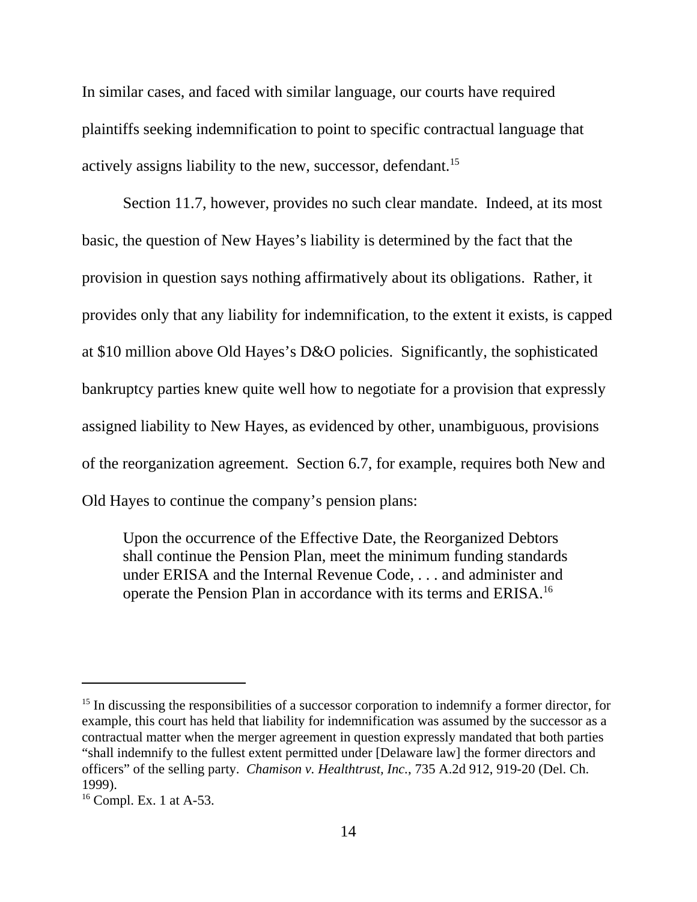In similar cases, and faced with similar language, our courts have required plaintiffs seeking indemnification to point to specific contractual language that actively assigns liability to the new, successor, defendant.[15]

Section 11.7, however, provides no such clear mandate. Indeed, at its most basic, the question of New Hayes's liability is determined by the fact that the provision in question says nothing affirmatively about its obligations. Rather, it provides only that any liability for indemnification, to the extent it exists, is capped at $10 million above Old Hayes's D&O policies. Significantly, the sophisticated bankruptcy parties knew quite well how to negotiate for a provision that expressly assigned liability to New Hayes, as evidenced by other, unambiguous, provisions of the reorganization agreement. Section 6.7, for example, requires both New and Old Hayes to continue the company's pension plans:

> Upon the occurrence of the Effective Date, the Reorganized Debtors shall continue the Pension Plan, meet the minimum funding standards under ERISA and the Internal Revenue Code, . . . and administer and operate the Pension Plan in accordance with its terms and ERISA.[16]

---

[15] In discussing the responsibilities of a successor corporation to indemnify a former director, for example, this court has held that liability for indemnification was assumed by the successor as a contractual matter when the merger agreement in question expressly mandated that both parties "shall indemnify to the fullest extent permitted under [Delaware law] the former directors and officers" of the selling party. *Chamison v. Healthtrust, Inc.*, 735 A.2d 912, 919-20 (Del. Ch. 1999).

[16] Compl. Ex. 1 at A-53.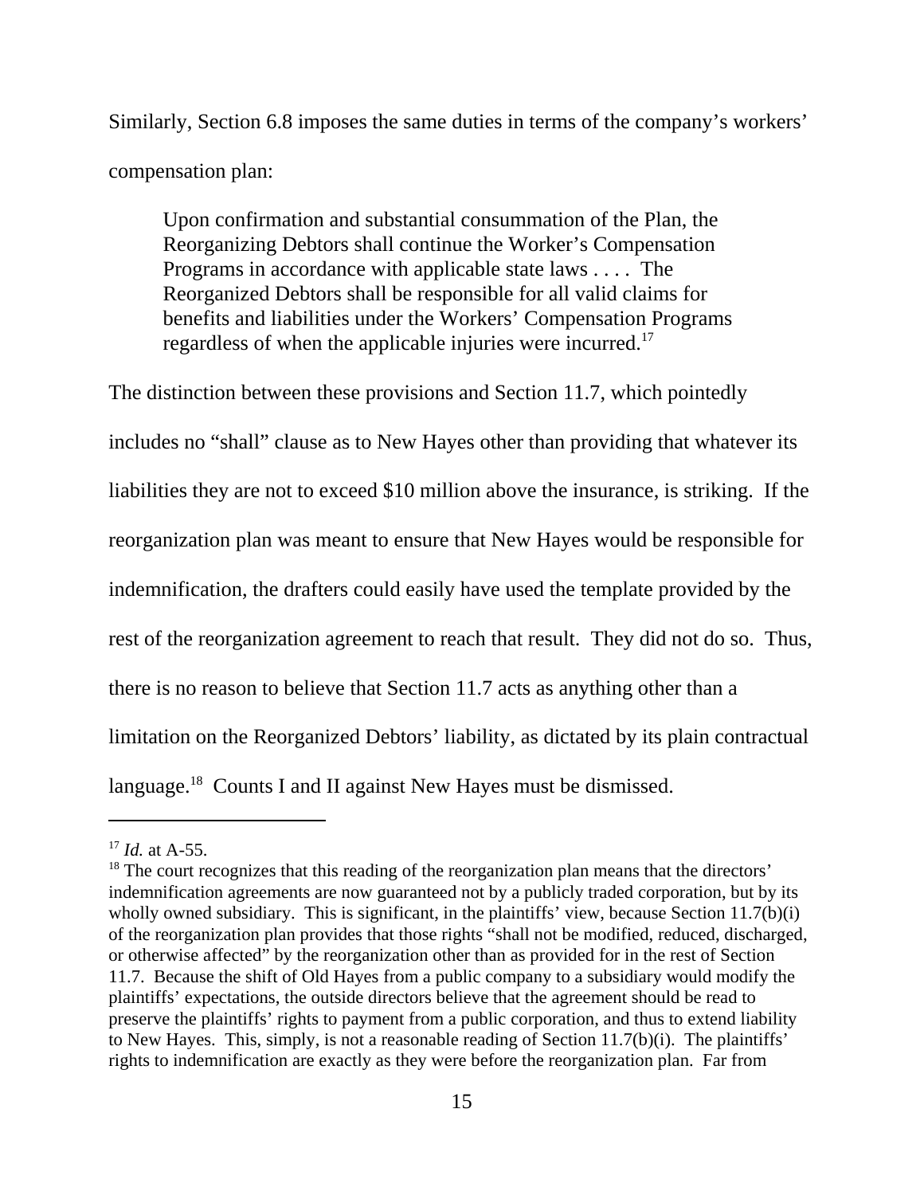Similarly, Section 6.8 imposes the same duties in terms of the company's workers' compensation plan:

> Upon confirmation and substantial consummation of the Plan, the Reorganizing Debtors shall continue the Worker's Compensation Programs in accordance with applicable state laws . . . . The Reorganized Debtors shall be responsible for all valid claims for benefits and liabilities under the Workers' Compensation Programs regardless of when the applicable injuries were incurred.[17]

The distinction between these provisions and Section 11.7, which pointedly includes no "shall" clause as to New Hayes other than providing that whatever its liabilities they are not to exceed $10 million above the insurance, is striking. If the reorganization plan was meant to ensure that New Hayes would be responsible for indemnification, the drafters could easily have used the template provided by the rest of the reorganization agreement to reach that result. They did not do so. Thus, there is no reason to believe that Section 11.7 acts as anything other than a limitation on the Reorganized Debtors' liability, as dictated by its plain contractual language.[18] Counts I and II against New Hayes must be dismissed.

---

[17] *Id.* at A-55.

[18] The court recognizes that this reading of the reorganization plan means that the directors' indemnification agreements are now guaranteed not by a publicly traded corporation, but by its wholly owned subsidiary. This is significant, in the plaintiffs' view, because Section 11.7(b)(i) of the reorganization plan provides that those rights "shall not be modified, reduced, discharged, or otherwise affected" by the reorganization other than as provided for in the rest of Section 11.7. Because the shift of Old Hayes from a public company to a subsidiary would modify the plaintiffs' expectations, the outside directors believe that the agreement should be read to preserve the plaintiffs' rights to payment from a public corporation, and thus to extend liability to New Hayes. This, simply, is not a reasonable reading of Section 11.7(b)(i). The plaintiffs' rights to indemnification are exactly as they were before the reorganization plan. Far from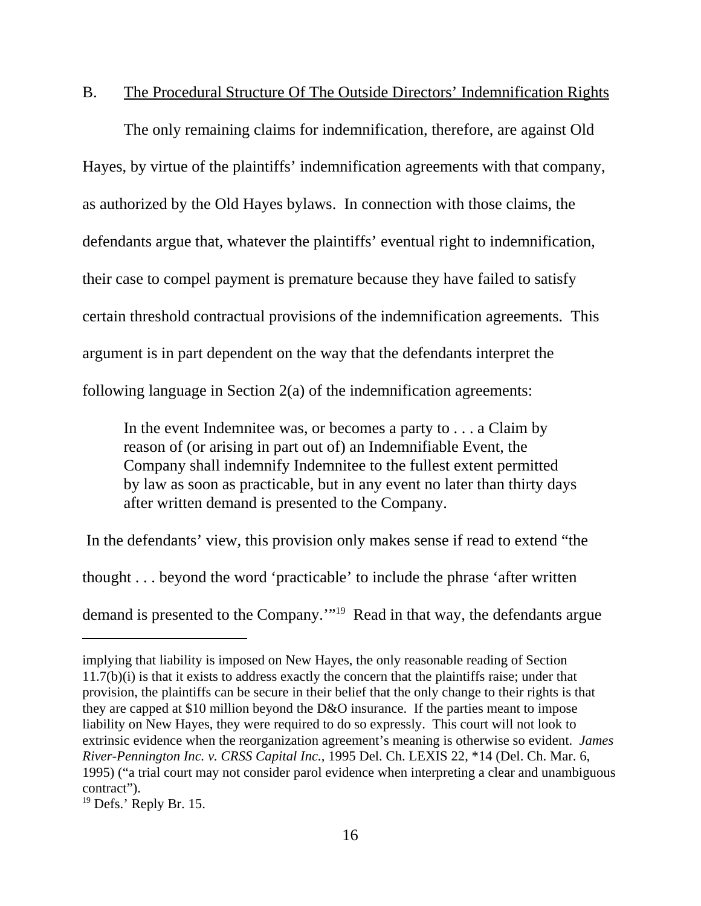B. The Procedural Structure Of The Outside Directors' Indemnification Rights

The only remaining claims for indemnification, therefore, are against Old Hayes, by virtue of the plaintiffs' indemnification agreements with that company, as authorized by the Old Hayes bylaws. In connection with those claims, the defendants argue that, whatever the plaintiffs' eventual right to indemnification, their case to compel payment is premature because they have failed to satisfy certain threshold contractual provisions of the indemnification agreements. This argument is in part dependent on the way that the defendants interpret the following language in Section 2(a) of the indemnification agreements:

> In the event Indemnitee was, or becomes a party to . . . a Claim by reason of (or arising in part out of) an Indemnifiable Event, the Company shall indemnify Indemnitee to the fullest extent permitted by law as soon as practicable, but in any event no later than thirty days after written demand is presented to the Company.

In the defendants' view, this provision only makes sense if read to extend "the thought . . . beyond the word 'practicable' to include the phrase 'after written demand is presented to the Company.'"[19] Read in that way, the defendants argue

---

implying that liability is imposed on New Hayes, the only reasonable reading of Section 11.7(b)(i) is that it exists to address exactly the concern that the plaintiffs raise; under that provision, the plaintiffs can be secure in their belief that the only change to their rights is that they are capped at $10 million beyond the D&O insurance. If the parties meant to impose liability on New Hayes, they were required to do so expressly. This court will not look to extrinsic evidence when the reorganization agreement's meaning is otherwise so evident. *James River-Pennington Inc. v. CRSS Capital Inc.*, 1995 Del. Ch. LEXIS 22, *14 (Del. Ch. Mar. 6, 1995) ("a trial court may not consider parol evidence when interpreting a clear and unambiguous contract").

[19] Defs.' Reply Br. 15.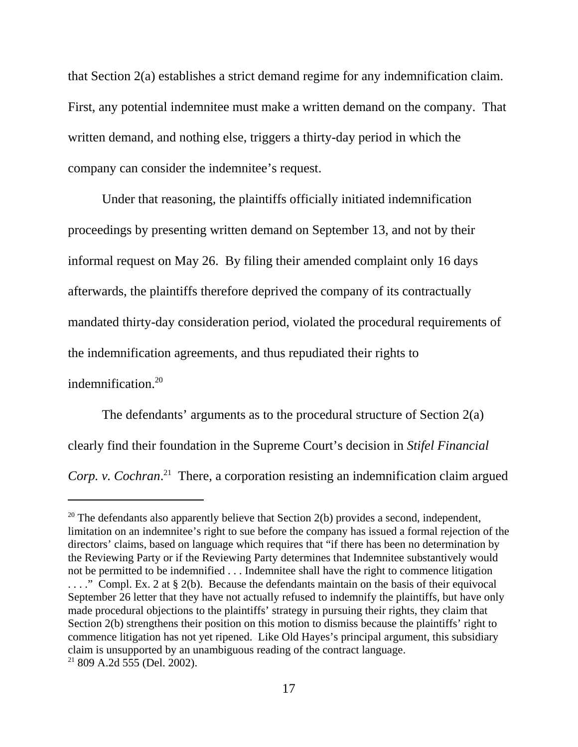that Section 2(a) establishes a strict demand regime for any indemnification claim. First, any potential indemnitee must make a written demand on the company. That written demand, and nothing else, triggers a thirty-day period in which the company can consider the indemnitee's request.

Under that reasoning, the plaintiffs officially initiated indemnification proceedings by presenting written demand on September 13, and not by their informal request on May 26. By filing their amended complaint only 16 days afterwards, the plaintiffs therefore deprived the company of its contractually mandated thirty-day consideration period, violated the procedural requirements of the indemnification agreements, and thus repudiated their rights to indemnification.[20]

The defendants' arguments as to the procedural structure of Section 2(a) clearly find their foundation in the Supreme Court's decision in *Stifel Financial Corp. v. Cochran*.[21] There, a corporation resisting an indemnification claim argued

---

[20] The defendants also apparently believe that Section 2(b) provides a second, independent, limitation on an indemnitee's right to sue before the company has issued a formal rejection of the directors' claims, based on language which requires that "if there has been no determination by the Reviewing Party or if the Reviewing Party determines that Indemnitee substantively would not be permitted to be indemnified . . . Indemnitee shall have the right to commence litigation . . . ." Compl. Ex. 2 at § 2(b). Because the defendants maintain on the basis of their equivocal September 26 letter that they have not actually refused to indemnify the plaintiffs, but have only made procedural objections to the plaintiffs' strategy in pursuing their rights, they claim that Section 2(b) strengthens their position on this motion to dismiss because the plaintiffs' right to commence litigation has not yet ripened. Like Old Hayes's principal argument, this subsidiary claim is unsupported by an unambiguous reading of the contract language.

[21] 809 A.2d 555 (Del. 2002).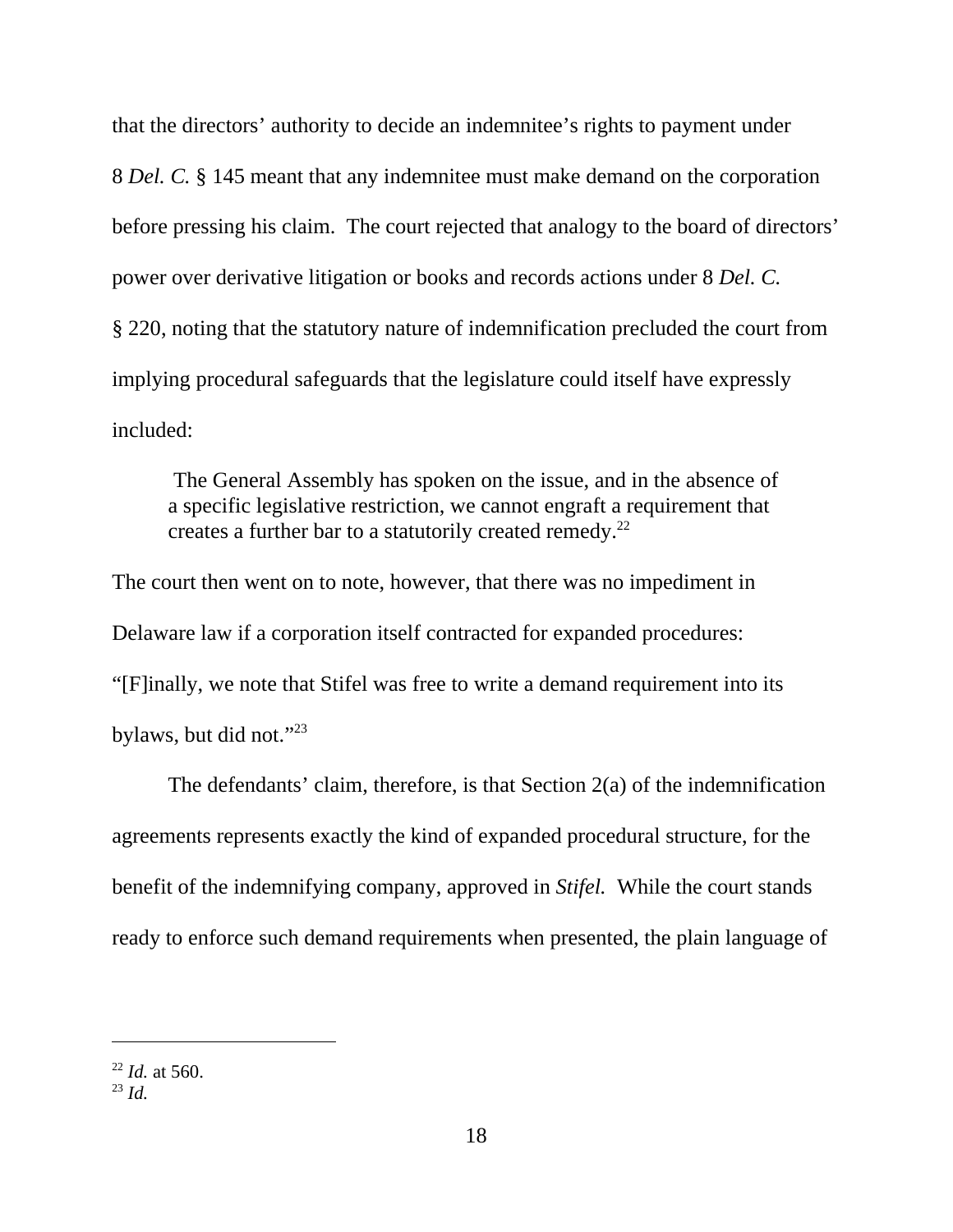that the directors' authority to decide an indemnitee's rights to payment under 8 *Del. C.* § 145 meant that any indemnitee must make demand on the corporation before pressing his claim. The court rejected that analogy to the board of directors' power over derivative litigation or books and records actions under 8 *Del. C.* § 220, noting that the statutory nature of indemnification precluded the court from implying procedural safeguards that the legislature could itself have expressly included:

> The General Assembly has spoken on the issue, and in the absence of a specific legislative restriction, we cannot engraft a requirement that creates a further bar to a statutorily created remedy.[22]

The court then went on to note, however, that there was no impediment in Delaware law if a corporation itself contracted for expanded procedures: "[F]inally, we note that Stifel was free to write a demand requirement into its bylaws, but did not."[23]

The defendants' claim, therefore, is that Section 2(a) of the indemnification agreements represents exactly the kind of expanded procedural structure, for the benefit of the indemnifying company, approved in *Stifel.* While the court stands ready to enforce such demand requirements when presented, the plain language of

---

[22] *Id.* at 560.
[23] *Id.*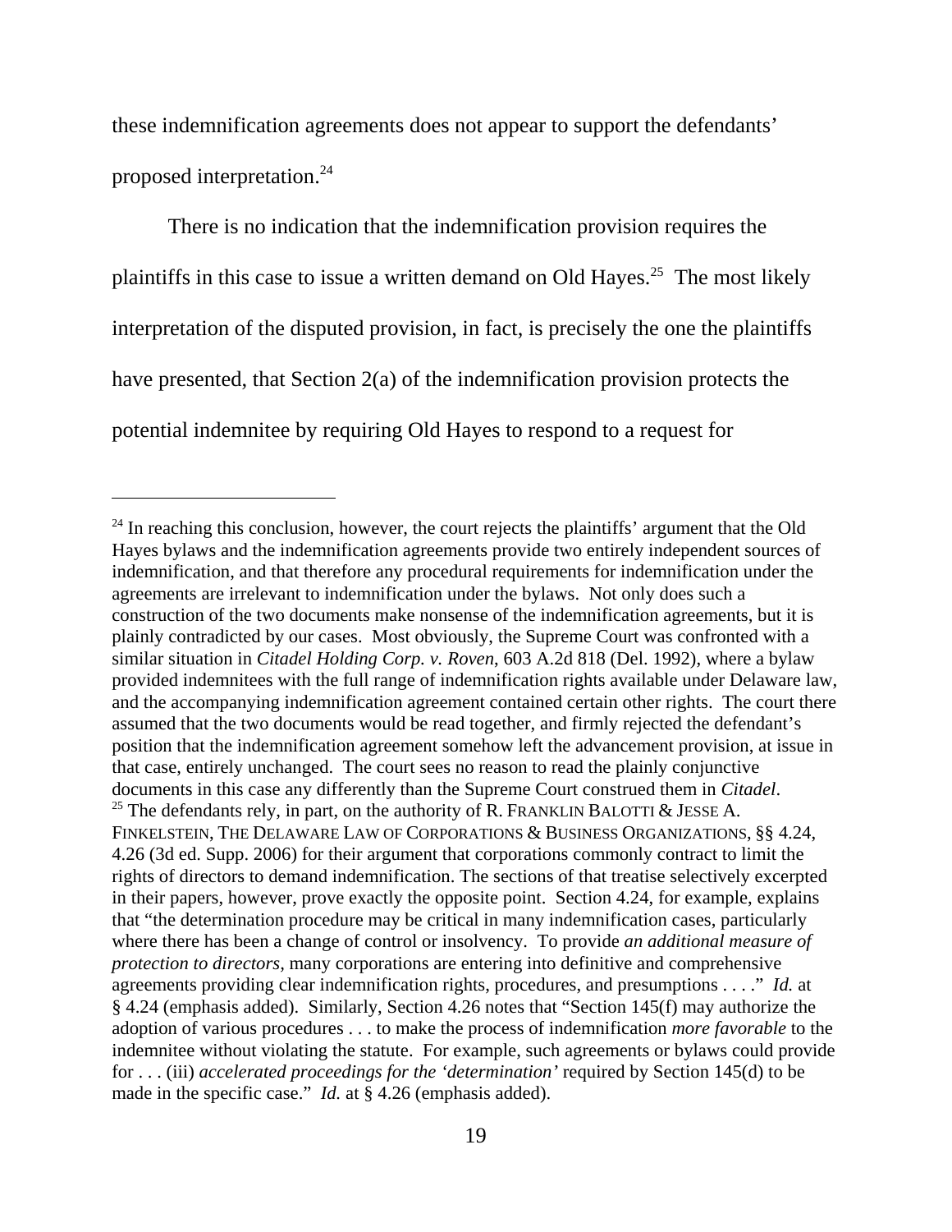these indemnification agreements does not appear to support the defendants' proposed interpretation.[24]

There is no indication that the indemnification provision requires the plaintiffs in this case to issue a written demand on Old Hayes.[25] The most likely interpretation of the disputed provision, in fact, is precisely the one the plaintiffs have presented, that Section 2(a) of the indemnification provision protects the potential indemnitee by requiring Old Hayes to respond to a request for

---

[24] In reaching this conclusion, however, the court rejects the plaintiffs' argument that the Old Hayes bylaws and the indemnification agreements provide two entirely independent sources of indemnification, and that therefore any procedural requirements for indemnification under the agreements are irrelevant to indemnification under the bylaws. Not only does such a construction of the two documents make nonsense of the indemnification agreements, but it is plainly contradicted by our cases. Most obviously, the Supreme Court was confronted with a similar situation in *Citadel Holding Corp. v. Roven*, 603 A.2d 818 (Del. 1992), where a bylaw provided indemnitees with the full range of indemnification rights available under Delaware law, and the accompanying indemnification agreement contained certain other rights. The court there assumed that the two documents would be read together, and firmly rejected the defendant's position that the indemnification agreement somehow left the advancement provision, at issue in that case, entirely unchanged. The court sees no reason to read the plainly conjunctive documents in this case any differently than the Supreme Court construed them in *Citadel*.

[25] The defendants rely, in part, on the authority of R. FRANKLIN BALOTTI & JESSE A. FINKELSTEIN, THE DELAWARE LAW OF CORPORATIONS & BUSINESS ORGANIZATIONS, §§ 4.24, 4.26 (3d ed. Supp. 2006) for their argument that corporations commonly contract to limit the rights of directors to demand indemnification. The sections of that treatise selectively excerpted in their papers, however, prove exactly the opposite point. Section 4.24, for example, explains that "the determination procedure may be critical in many indemnification cases, particularly where there has been a change of control or insolvency. To provide *an additional measure of protection to directors,* many corporations are entering into definitive and comprehensive agreements providing clear indemnification rights, procedures, and presumptions . . . ." *Id.* at § 4.24 (emphasis added). Similarly, Section 4.26 notes that "Section 145(f) may authorize the adoption of various procedures . . . to make the process of indemnification *more favorable* to the indemnitee without violating the statute. For example, such agreements or bylaws could provide for . . . (iii) *accelerated proceedings for the 'determination'* required by Section 145(d) to be made in the specific case." *Id.* at § 4.26 (emphasis added).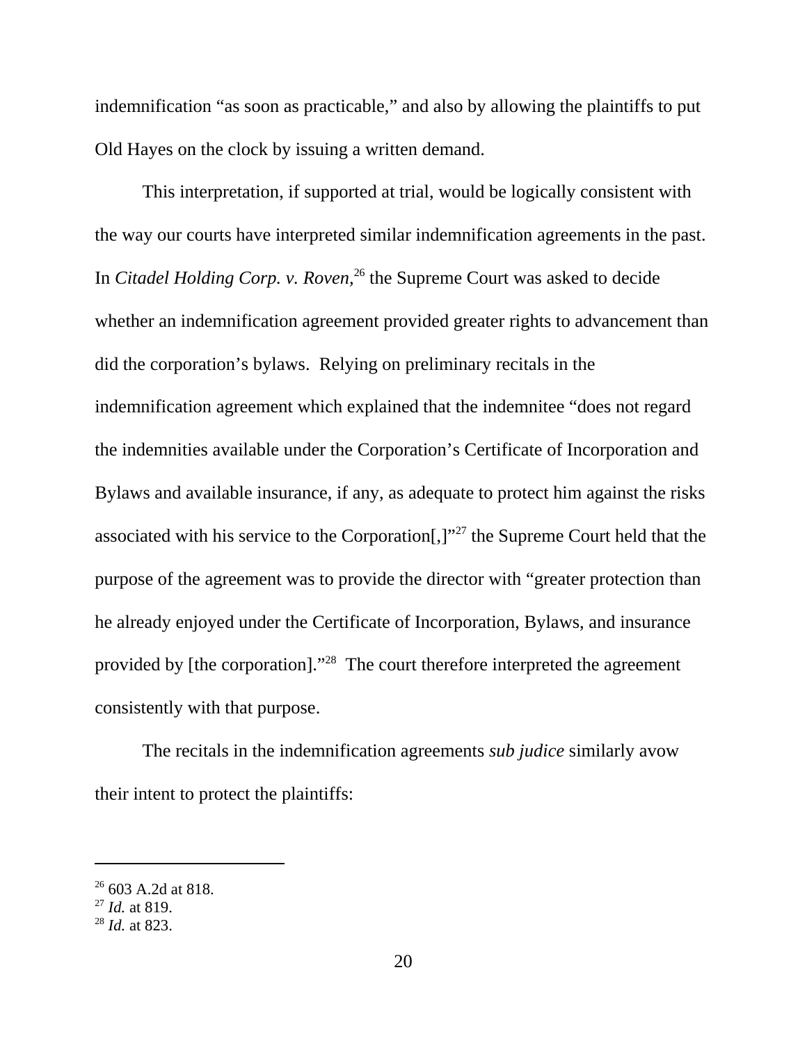indemnification "as soon as practicable," and also by allowing the plaintiffs to put Old Hayes on the clock by issuing a written demand.

This interpretation, if supported at trial, would be logically consistent with the way our courts have interpreted similar indemnification agreements in the past. In *Citadel Holding Corp. v. Roven*,[26] the Supreme Court was asked to decide whether an indemnification agreement provided greater rights to advancement than did the corporation's bylaws. Relying on preliminary recitals in the indemnification agreement which explained that the indemnitee "does not regard the indemnities available under the Corporation's Certificate of Incorporation and Bylaws and available insurance, if any, as adequate to protect him against the risks associated with his service to the Corporation[,]"[27] the Supreme Court held that the purpose of the agreement was to provide the director with "greater protection than he already enjoyed under the Certificate of Incorporation, Bylaws, and insurance provided by [the corporation]."[28] The court therefore interpreted the agreement consistently with that purpose.

The recitals in the indemnification agreements *sub judice* similarly avow their intent to protect the plaintiffs:

---

[26] 603 A.2d at 818.
[27] *Id.* at 819.
[28] *Id.* at 823.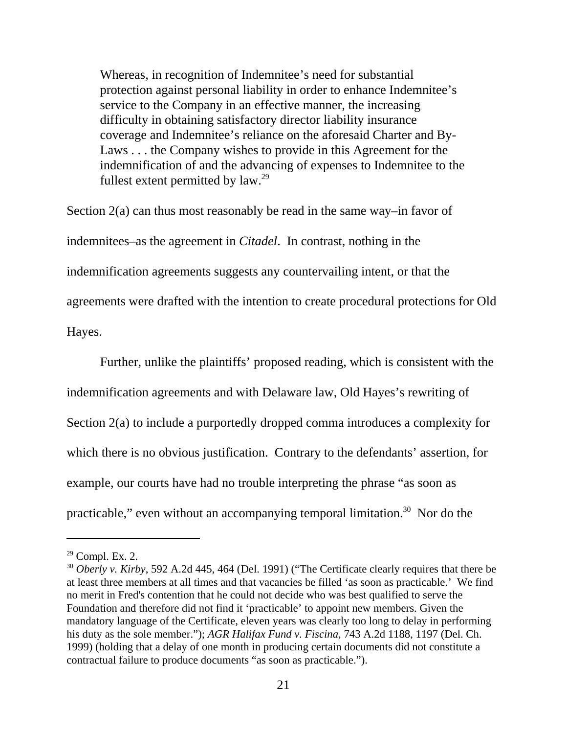> Whereas, in recognition of Indemnitee's need for substantial protection against personal liability in order to enhance Indemnitee's service to the Company in an effective manner, the increasing difficulty in obtaining satisfactory director liability insurance coverage and Indemnitee's reliance on the aforesaid Charter and By-Laws . . . the Company wishes to provide in this Agreement for the indemnification of and the advancing of expenses to Indemnitee to the fullest extent permitted by law.[29]

Section 2(a) can thus most reasonably be read in the same way–in favor of indemnitees–as the agreement in *Citadel*. In contrast, nothing in the indemnification agreements suggests any countervailing intent, or that the agreements were drafted with the intention to create procedural protections for Old Hayes.

Further, unlike the plaintiffs' proposed reading, which is consistent with the indemnification agreements and with Delaware law, Old Hayes's rewriting of Section 2(a) to include a purportedly dropped comma introduces a complexity for which there is no obvious justification. Contrary to the defendants' assertion, for example, our courts have had no trouble interpreting the phrase "as soon as practicable," even without an accompanying temporal limitation.[30] Nor do the

---

[29] Compl. Ex. 2.

[30] *Oberly v. Kirby*, 592 A.2d 445, 464 (Del. 1991) ("The Certificate clearly requires that there be at least three members at all times and that vacancies be filled 'as soon as practicable.' We find no merit in Fred's contention that he could not decide who was best qualified to serve the Foundation and therefore did not find it 'practicable' to appoint new members. Given the mandatory language of the Certificate, eleven years was clearly too long to delay in performing his duty as the sole member."); *AGR Halifax Fund v. Fiscina*, 743 A.2d 1188, 1197 (Del. Ch. 1999) (holding that a delay of one month in producing certain documents did not constitute a contractual failure to produce documents "as soon as practicable.").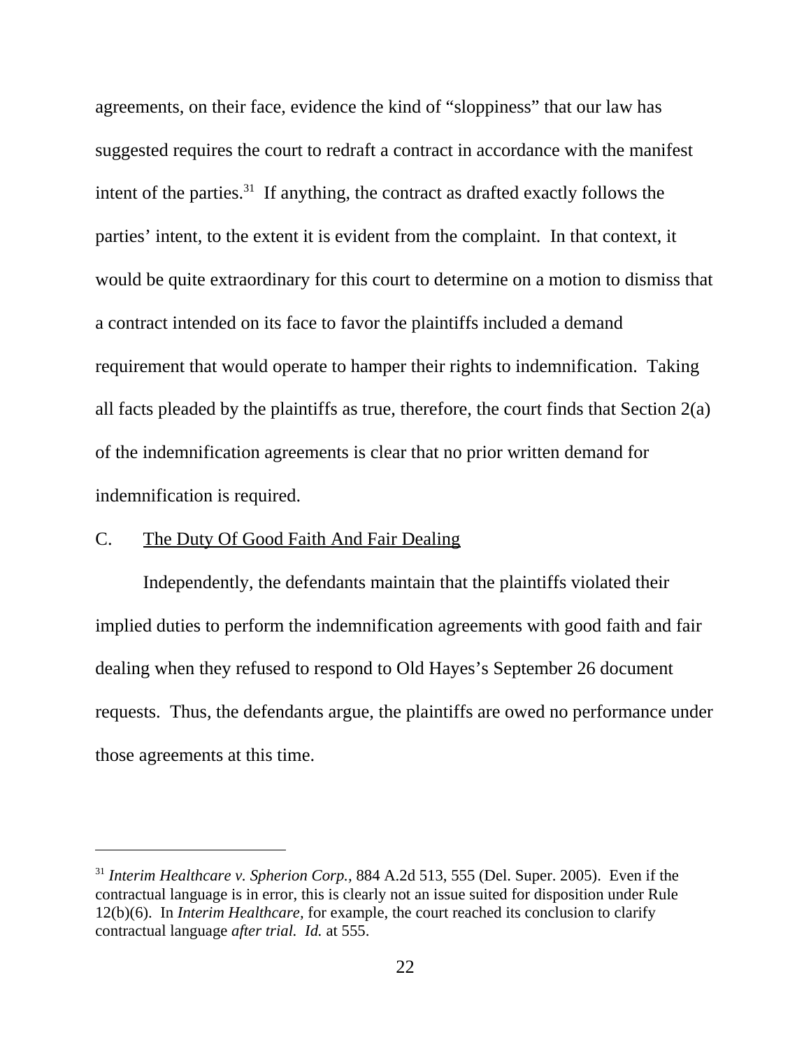agreements, on their face, evidence the kind of "sloppiness" that our law has suggested requires the court to redraft a contract in accordance with the manifest intent of the parties.[31] If anything, the contract as drafted exactly follows the parties' intent, to the extent it is evident from the complaint. In that context, it would be quite extraordinary for this court to determine on a motion to dismiss that a contract intended on its face to favor the plaintiffs included a demand requirement that would operate to hamper their rights to indemnification. Taking all facts pleaded by the plaintiffs as true, therefore, the court finds that Section 2(a) of the indemnification agreements is clear that no prior written demand for indemnification is required.

C. <u>The Duty Of Good Faith And Fair Dealing</u>

Independently, the defendants maintain that the plaintiffs violated their implied duties to perform the indemnification agreements with good faith and fair dealing when they refused to respond to Old Hayes's September 26 document requests. Thus, the defendants argue, the plaintiffs are owed no performance under those agreements at this time.

---

[31] *Interim Healthcare v. Spherion Corp.*, 884 A.2d 513, 555 (Del. Super. 2005). Even if the contractual language is in error, this is clearly not an issue suited for disposition under Rule 12(b)(6). In *Interim Healthcare*, for example, the court reached its conclusion to clarify contractual language *after trial. Id.* at 555.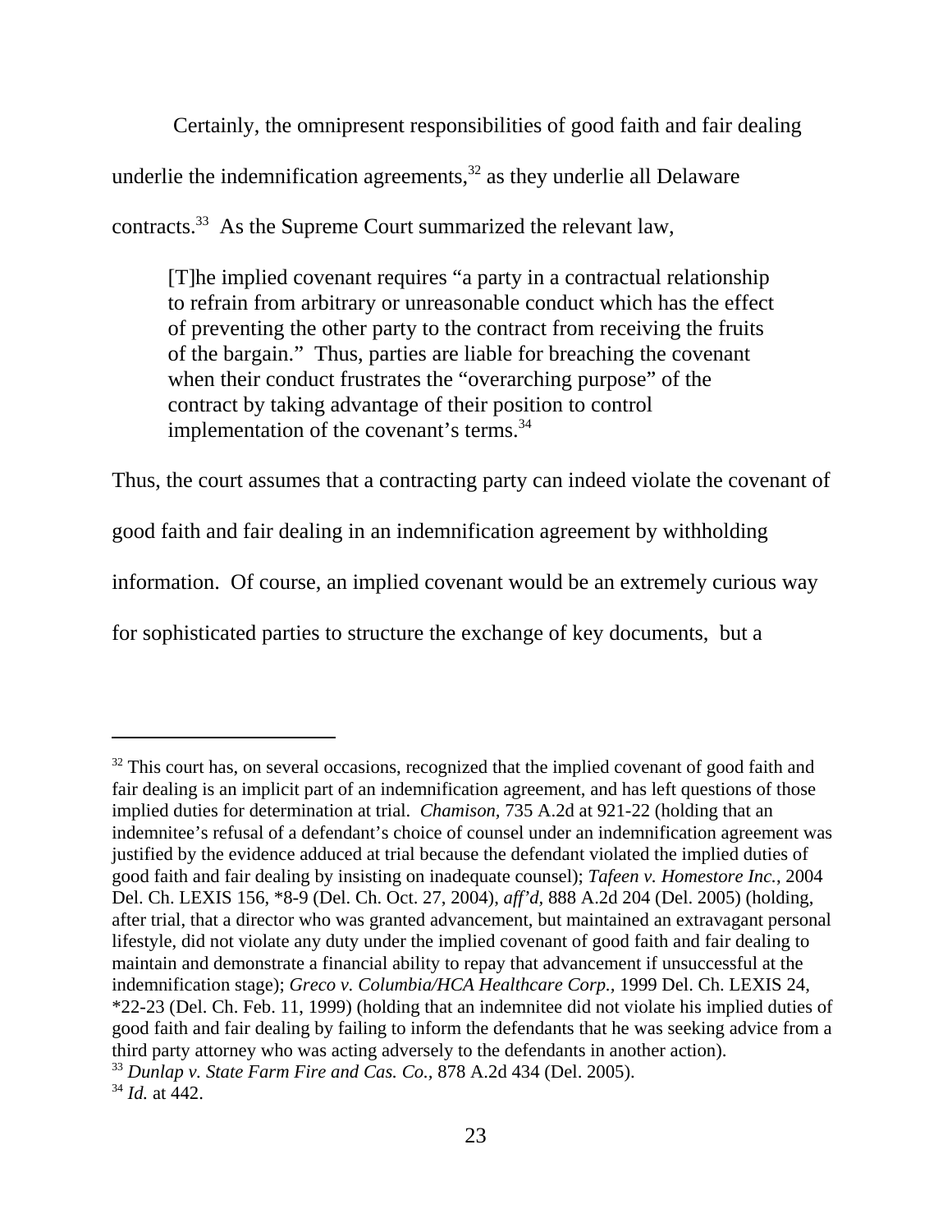Certainly, the omnipresent responsibilities of good faith and fair dealing underlie the indemnification agreements,[32] as they underlie all Delaware contracts.[33] As the Supreme Court summarized the relevant law,

> [T]he implied covenant requires "a party in a contractual relationship to refrain from arbitrary or unreasonable conduct which has the effect of preventing the other party to the contract from receiving the fruits of the bargain." Thus, parties are liable for breaching the covenant when their conduct frustrates the "overarching purpose" of the contract by taking advantage of their position to control implementation of the covenant's terms.[34]

Thus, the court assumes that a contracting party can indeed violate the covenant of good faith and fair dealing in an indemnification agreement by withholding information. Of course, an implied covenant would be an extremely curious way for sophisticated parties to structure the exchange of key documents, but a

---

[32] This court has, on several occasions, recognized that the implied covenant of good faith and fair dealing is an implicit part of an indemnification agreement, and has left questions of those implied duties for determination at trial. *Chamison,* 735 A.2d at 921-22 (holding that an indemnitee's refusal of a defendant's choice of counsel under an indemnification agreement was justified by the evidence adduced at trial because the defendant violated the implied duties of good faith and fair dealing by insisting on inadequate counsel); *Tafeen v. Homestore Inc.*, 2004 Del. Ch. LEXIS 156, *8-9 (Del. Ch. Oct. 27, 2004), *aff'd*, 888 A.2d 204 (Del. 2005) (holding, after trial, that a director who was granted advancement, but maintained an extravagant personal lifestyle, did not violate any duty under the implied covenant of good faith and fair dealing to maintain and demonstrate a financial ability to repay that advancement if unsuccessful at the indemnification stage); *Greco v. Columbia/HCA Healthcare Corp.*, 1999 Del. Ch. LEXIS 24, *22-23 (Del. Ch. Feb. 11, 1999) (holding that an indemnitee did not violate his implied duties of good faith and fair dealing by failing to inform the defendants that he was seeking advice from a third party attorney who was acting adversely to the defendants in another action).

[33] *Dunlap v. State Farm Fire and Cas. Co.*, 878 A.2d 434 (Del. 2005).

[34] *Id.* at 442.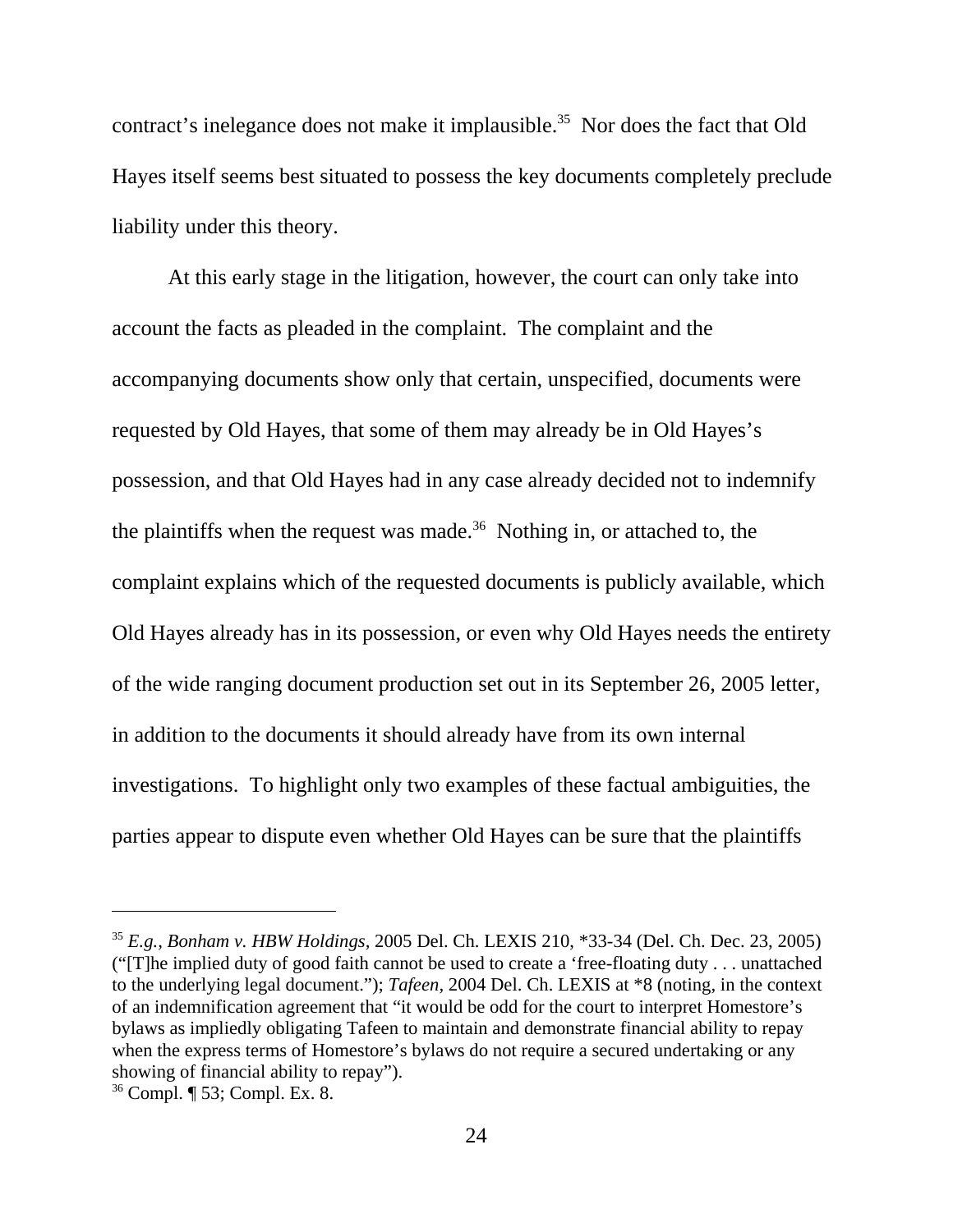contract's inelegance does not make it implausible.[35] Nor does the fact that Old Hayes itself seems best situated to possess the key documents completely preclude liability under this theory.

At this early stage in the litigation, however, the court can only take into account the facts as pleaded in the complaint. The complaint and the accompanying documents show only that certain, unspecified, documents were requested by Old Hayes, that some of them may already be in Old Hayes's possession, and that Old Hayes had in any case already decided not to indemnify the plaintiffs when the request was made.[36] Nothing in, or attached to, the complaint explains which of the requested documents is publicly available, which Old Hayes already has in its possession, or even why Old Hayes needs the entirety of the wide ranging document production set out in its September 26, 2005 letter, in addition to the documents it should already have from its own internal investigations. To highlight only two examples of these factual ambiguities, the parties appear to dispute even whether Old Hayes can be sure that the plaintiffs

---

[35] *E.g.*, *Bonham v. HBW Holdings*, 2005 Del. Ch. LEXIS 210, *33-34 (Del. Ch. Dec. 23, 2005) ("[T]he implied duty of good faith cannot be used to create a 'free-floating duty . . . unattached to the underlying legal document."); *Tafeen*, 2004 Del. Ch. LEXIS at *8 (noting, in the context of an indemnification agreement that "it would be odd for the court to interpret Homestore's bylaws as impliedly obligating Tafeen to maintain and demonstrate financial ability to repay when the express terms of Homestore's bylaws do not require a secured undertaking or any showing of financial ability to repay").

[36] Compl. ¶ 53; Compl. Ex. 8.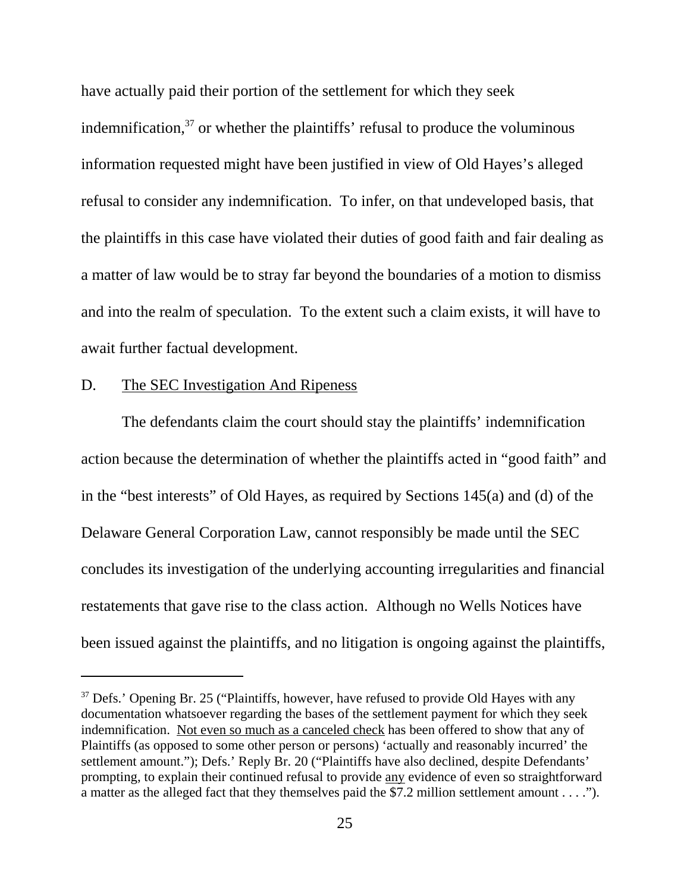have actually paid their portion of the settlement for which they seek indemnification,[37] or whether the plaintiffs' refusal to produce the voluminous information requested might have been justified in view of Old Hayes's alleged refusal to consider any indemnification. To infer, on that undeveloped basis, that the plaintiffs in this case have violated their duties of good faith and fair dealing as a matter of law would be to stray far beyond the boundaries of a motion to dismiss and into the realm of speculation. To the extent such a claim exists, it will have to await further factual development.

D. The SEC Investigation And Ripeness

The defendants claim the court should stay the plaintiffs' indemnification action because the determination of whether the plaintiffs acted in "good faith" and in the "best interests" of Old Hayes, as required by Sections 145(a) and (d) of the Delaware General Corporation Law, cannot responsibly be made until the SEC concludes its investigation of the underlying accounting irregularities and financial restatements that gave rise to the class action. Although no Wells Notices have been issued against the plaintiffs, and no litigation is ongoing against the plaintiffs,

---

[37] Defs.' Opening Br. 25 ("Plaintiffs, however, have refused to provide Old Hayes with any documentation whatsoever regarding the bases of the settlement payment for which they seek indemnification. Not even so much as a canceled check has been offered to show that any of Plaintiffs (as opposed to some other person or persons) 'actually and reasonably incurred' the settlement amount."); Defs.' Reply Br. 20 ("Plaintiffs have also declined, despite Defendants' prompting, to explain their continued refusal to provide any evidence of even so straightforward a matter as the alleged fact that they themselves paid the $7.2 million settlement amount . . . .").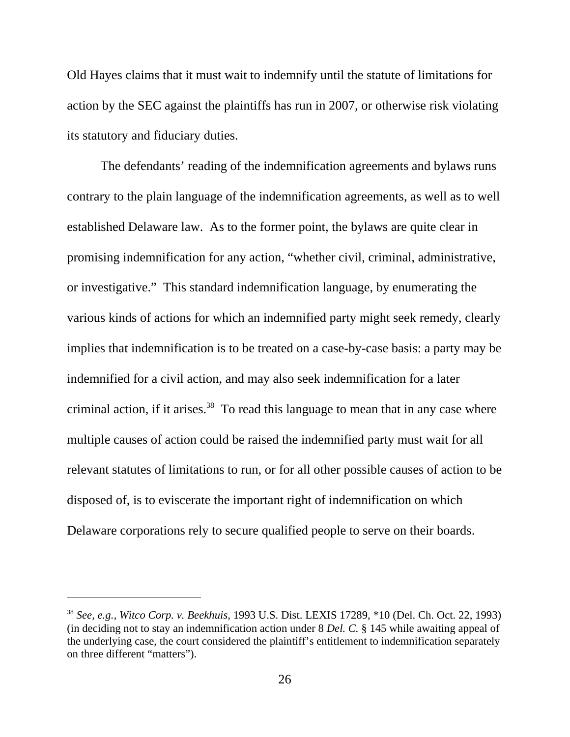Old Hayes claims that it must wait to indemnify until the statute of limitations for action by the SEC against the plaintiffs has run in 2007, or otherwise risk violating its statutory and fiduciary duties.

The defendants' reading of the indemnification agreements and bylaws runs contrary to the plain language of the indemnification agreements, as well as to well established Delaware law. As to the former point, the bylaws are quite clear in promising indemnification for any action, "whether civil, criminal, administrative, or investigative." This standard indemnification language, by enumerating the various kinds of actions for which an indemnified party might seek remedy, clearly implies that indemnification is to be treated on a case-by-case basis: a party may be indemnified for a civil action, and may also seek indemnification for a later criminal action, if it arises.[38] To read this language to mean that in any case where multiple causes of action could be raised the indemnified party must wait for all relevant statutes of limitations to run, or for all other possible causes of action to be disposed of, is to eviscerate the important right of indemnification on which Delaware corporations rely to secure qualified people to serve on their boards.

---

[38] *See, e.g., Witco Corp. v. Beekhuis*, 1993 U.S. Dist. LEXIS 17289, *10 (Del. Ch. Oct. 22, 1993) (in deciding not to stay an indemnification action under 8 *Del. C.* § 145 while awaiting appeal of the underlying case, the court considered the plaintiff's entitlement to indemnification separately on three different "matters").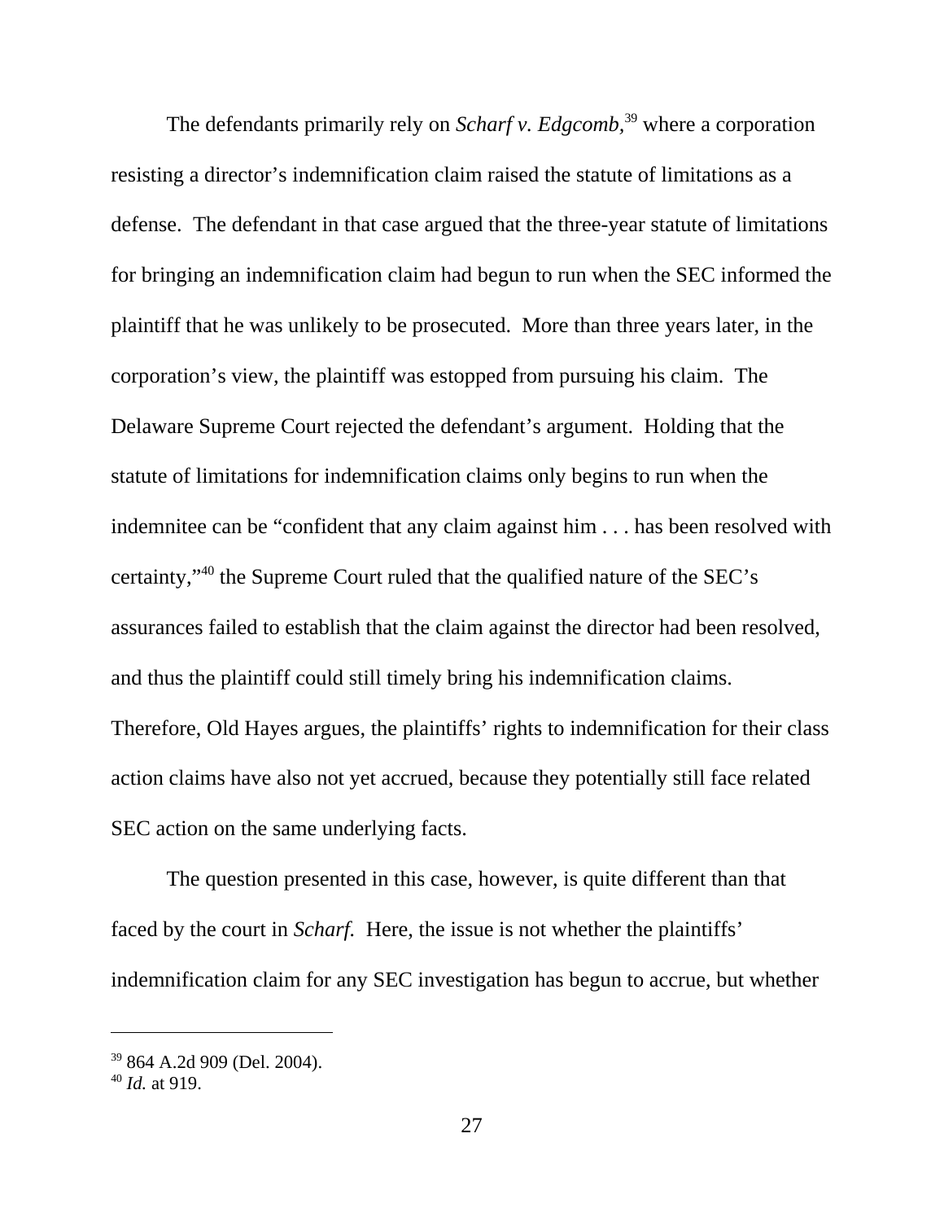The defendants primarily rely on *Scharf v. Edgcomb*,[39] where a corporation resisting a director's indemnification claim raised the statute of limitations as a defense. The defendant in that case argued that the three-year statute of limitations for bringing an indemnification claim had begun to run when the SEC informed the plaintiff that he was unlikely to be prosecuted. More than three years later, in the corporation's view, the plaintiff was estopped from pursuing his claim. The Delaware Supreme Court rejected the defendant's argument. Holding that the statute of limitations for indemnification claims only begins to run when the indemnitee can be "confident that any claim against him . . . has been resolved with certainty,"[40] the Supreme Court ruled that the qualified nature of the SEC's assurances failed to establish that the claim against the director had been resolved, and thus the plaintiff could still timely bring his indemnification claims. Therefore, Old Hayes argues, the plaintiffs' rights to indemnification for their class action claims have also not yet accrued, because they potentially still face related SEC action on the same underlying facts.

The question presented in this case, however, is quite different than that faced by the court in *Scharf*. Here, the issue is not whether the plaintiffs' indemnification claim for any SEC investigation has begun to accrue, but whether

---

[39] 864 A.2d 909 (Del. 2004).

[40] *Id.* at 919.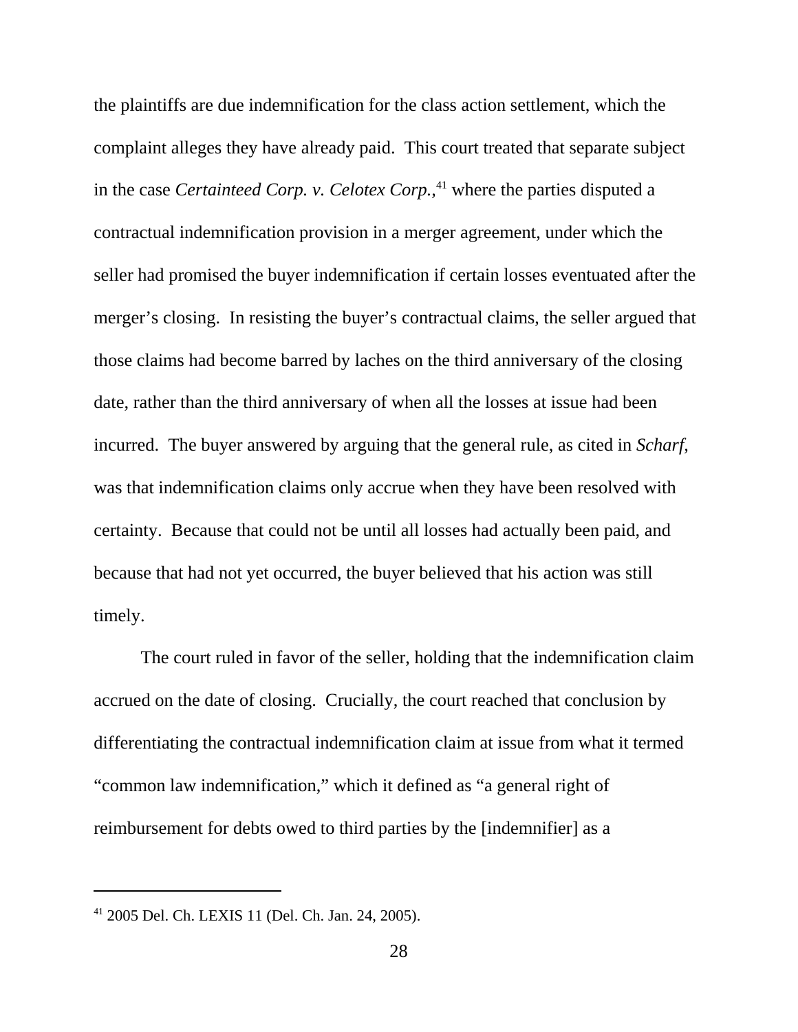the plaintiffs are due indemnification for the class action settlement, which the complaint alleges they have already paid. This court treated that separate subject in the case *Certainteed Corp. v. Celotex Corp.*,[41] where the parties disputed a contractual indemnification provision in a merger agreement, under which the seller had promised the buyer indemnification if certain losses eventuated after the merger's closing. In resisting the buyer's contractual claims, the seller argued that those claims had become barred by laches on the third anniversary of the closing date, rather than the third anniversary of when all the losses at issue had been incurred. The buyer answered by arguing that the general rule, as cited in *Scharf*, was that indemnification claims only accrue when they have been resolved with certainty. Because that could not be until all losses had actually been paid, and because that had not yet occurred, the buyer believed that his action was still timely.

The court ruled in favor of the seller, holding that the indemnification claim accrued on the date of closing. Crucially, the court reached that conclusion by differentiating the contractual indemnification claim at issue from what it termed "common law indemnification," which it defined as "a general right of reimbursement for debts owed to third parties by the [indemnifier] as a

---

[41] 2005 Del. Ch. LEXIS 11 (Del. Ch. Jan. 24, 2005).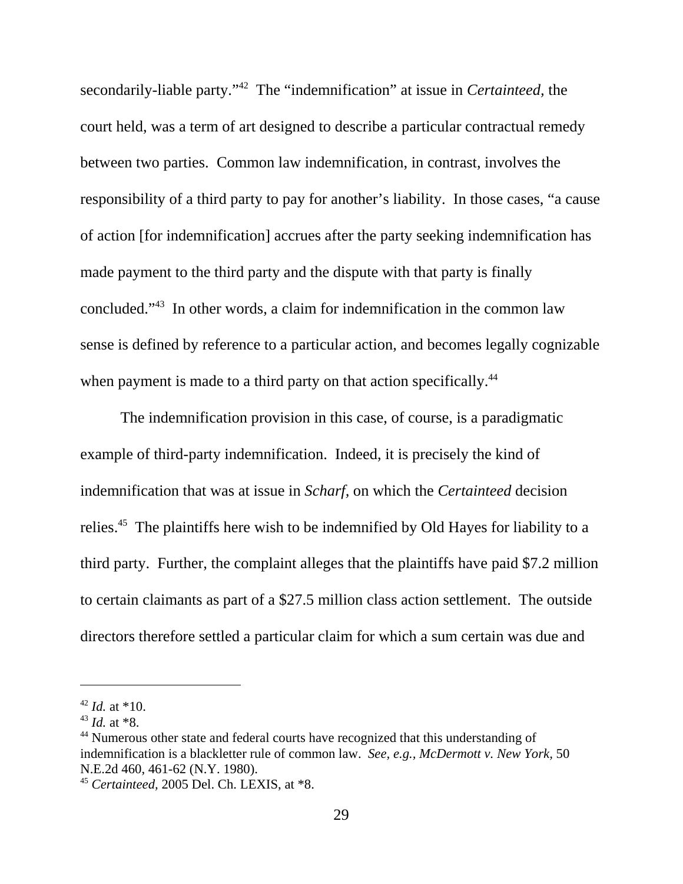secondarily-liable party."[42] The "indemnification" at issue in *Certainteed*, the court held, was a term of art designed to describe a particular contractual remedy between two parties. Common law indemnification, in contrast, involves the responsibility of a third party to pay for another's liability. In those cases, "a cause of action [for indemnification] accrues after the party seeking indemnification has made payment to the third party and the dispute with that party is finally concluded."[43] In other words, a claim for indemnification in the common law sense is defined by reference to a particular action, and becomes legally cognizable when payment is made to a third party on that action specifically.[44]

The indemnification provision in this case, of course, is a paradigmatic example of third-party indemnification. Indeed, it is precisely the kind of indemnification that was at issue in *Scharf,* on which the *Certainteed* decision relies.[45] The plaintiffs here wish to be indemnified by Old Hayes for liability to a third party. Further, the complaint alleges that the plaintiffs have paid $7.2 million to certain claimants as part of a $27.5 million class action settlement. The outside directors therefore settled a particular claim for which a sum certain was due and

---

[42] *Id.* at *10.

[43] *Id.* at *8.

[44] Numerous other state and federal courts have recognized that this understanding of indemnification is a blackletter rule of common law. *See, e.g., McDermott v. New York*, 50 N.E.2d 460, 461-62 (N.Y. 1980).

[45] *Certainteed*, 2005 Del. Ch. LEXIS, at *8.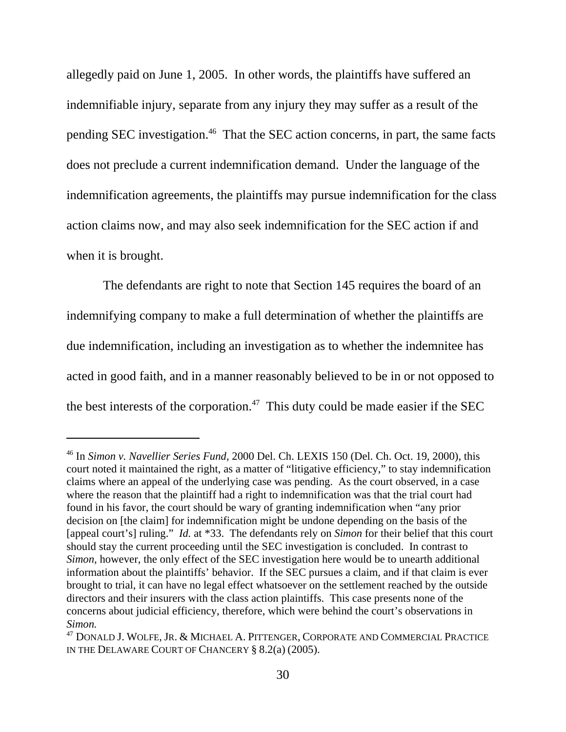allegedly paid on June 1, 2005. In other words, the plaintiffs have suffered an indemnifiable injury, separate from any injury they may suffer as a result of the pending SEC investigation.[46] That the SEC action concerns, in part, the same facts does not preclude a current indemnification demand. Under the language of the indemnification agreements, the plaintiffs may pursue indemnification for the class action claims now, and may also seek indemnification for the SEC action if and when it is brought.

The defendants are right to note that Section 145 requires the board of an indemnifying company to make a full determination of whether the plaintiffs are due indemnification, including an investigation as to whether the indemnitee has acted in good faith, and in a manner reasonably believed to be in or not opposed to the best interests of the corporation.[47] This duty could be made easier if the SEC

---

[46] In *Simon v. Navellier Series Fund*, 2000 Del. Ch. LEXIS 150 (Del. Ch. Oct. 19, 2000), this court noted it maintained the right, as a matter of "litigative efficiency," to stay indemnification claims where an appeal of the underlying case was pending. As the court observed, in a case where the reason that the plaintiff had a right to indemnification was that the trial court had found in his favor, the court should be wary of granting indemnification when "any prior decision on [the claim] for indemnification might be undone depending on the basis of the [appeal court's] ruling." *Id.* at *33. The defendants rely on *Simon* for their belief that this court should stay the current proceeding until the SEC investigation is concluded. In contrast to *Simon*, however, the only effect of the SEC investigation here would be to unearth additional information about the plaintiffs' behavior. If the SEC pursues a claim, and if that claim is ever brought to trial, it can have no legal effect whatsoever on the settlement reached by the outside directors and their insurers with the class action plaintiffs. This case presents none of the concerns about judicial efficiency, therefore, which were behind the court's observations in *Simon.*

[47] DONALD J. WOLFE, JR. & MICHAEL A. PITTENGER, CORPORATE AND COMMERCIAL PRACTICE IN THE DELAWARE COURT OF CHANCERY § 8.2(a) (2005).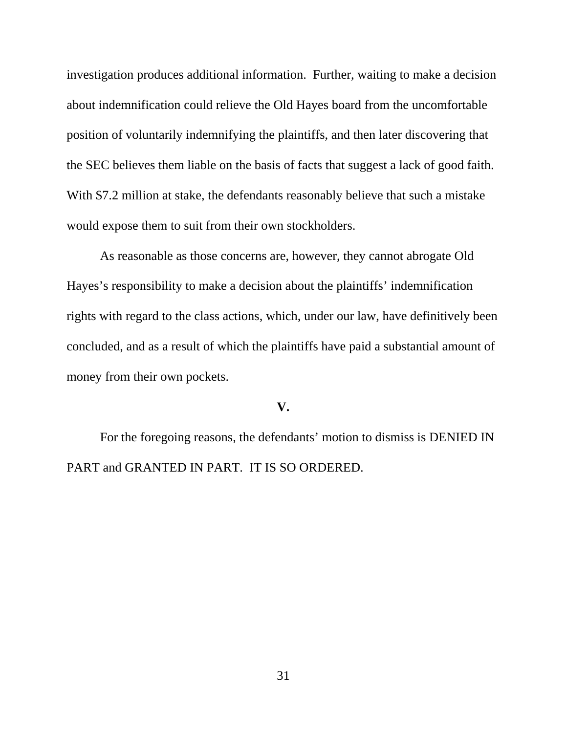investigation produces additional information. Further, waiting to make a decision about indemnification could relieve the Old Hayes board from the uncomfortable position of voluntarily indemnifying the plaintiffs, and then later discovering that the SEC believes them liable on the basis of facts that suggest a lack of good faith. With $7.2 million at stake, the defendants reasonably believe that such a mistake would expose them to suit from their own stockholders.

As reasonable as those concerns are, however, they cannot abrogate Old Hayes's responsibility to make a decision about the plaintiffs' indemnification rights with regard to the class actions, which, under our law, have definitively been concluded, and as a result of which the plaintiffs have paid a substantial amount of money from their own pockets.

## V.

For the foregoing reasons, the defendants' motion to dismiss is DENIED IN PART and GRANTED IN PART. IT IS SO ORDERED.